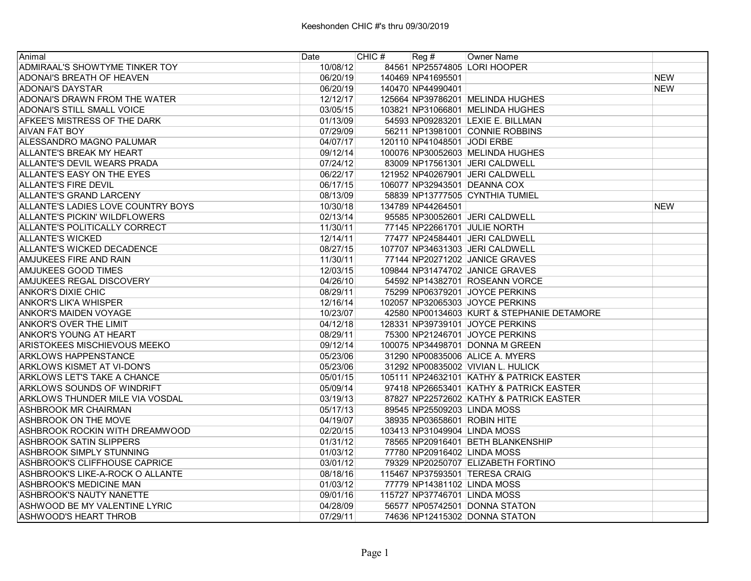# Keeshonden CHIC #'s thru 09/30/2019

| Animal | Date | CHIC # | Reg # | Owner Name | |
|---|---|---|---|---|---|
| ADMIRAAL'S SHOWTYME TINKER TOY | 10/08/12 | 84561 | NP25574805 | LORI HOOPER | |
| ADONAI'S BREATH OF HEAVEN | 06/20/19 | 140469 | NP41695501 | | NEW |
| ADONAI'S DAYSTAR | 06/20/19 | 140470 | NP44990401 | | NEW |
| ADONAI'S DRAWN FROM THE WATER | 12/12/17 | 125664 | NP39786201 | MELINDA HUGHES | |
| ADONAI'S STILL SMALL VOICE | 03/05/15 | 103821 | NP31066801 | MELINDA HUGHES | |
| AFKEE'S MISTRESS OF THE DARK | 01/13/09 | 54593 | NP09283201 | LEXIE E. BILLMAN | |
| AIVAN FAT BOY | 07/29/09 | 56211 | NP13981001 | CONNIE ROBBINS | |
| ALESSANDRO MAGNO PALUMAR | 04/07/17 | 120110 | NP41048501 | JODI ERBE | |
| ALLANTE'S BREAK MY HEART | 09/12/14 | 100076 | NP30052603 | MELINDA HUGHES | |
| ALLANTE'S DEVIL WEARS PRADA | 07/24/12 | 83009 | NP17561301 | JERI CALDWELL | |
| ALLANTE'S EASY ON THE EYES | 06/22/17 | 121952 | NP40267901 | JERI CALDWELL | |
| ALLANTE'S FIRE DEVIL | 06/17/15 | 106077 | NP32943501 | DEANNA COX | |
| ALLANTE'S GRAND LARCENY | 08/13/09 | 58839 | NP13777505 | CYNTHIA TUMIEL | |
| ALLANTE'S LADIES LOVE COUNTRY BOYS | 10/30/18 | 134789 | NP44264501 | | NEW |
| ALLANTE'S PICKIN' WILDFLOWERS | 02/13/14 | 95585 | NP30052601 | JERI CALDWELL | |
| ALLANTE'S POLITICALLY CORRECT | 11/30/11 | 77145 | NP22661701 | JULIE NORTH | |
| ALLANTE'S WICKED | 12/14/11 | 77477 | NP24584401 | JERI CALDWELL | |
| ALLANTE'S WICKED DECADENCE | 08/27/15 | 107707 | NP34631303 | JERI CALDWELL | |
| AMJUKEES FIRE AND RAIN | 11/30/11 | 77144 | NP20271202 | JANICE GRAVES | |
| AMJUKEES GOOD TIMES | 12/03/15 | 109844 | NP31474702 | JANICE GRAVES | |
| AMJUKEES REGAL DISCOVERY | 04/26/10 | 54592 | NP14382701 | ROSEANN VORCE | |
| ANKOR'S DIXIE CHIC | 08/29/11 | 75299 | NP06379201 | JOYCE PERKINS | |
| ANKOR'S LIK'A WHISPER | 12/16/14 | 102057 | NP32065303 | JOYCE PERKINS | |
| ANKOR'S MAIDEN VOYAGE | 10/23/07 | 42580 | NP00134603 | KURT & STEPHANIE DETAMORE | |
| ANKOR'S OVER THE LIMIT | 04/12/18 | 128331 | NP39739101 | JOYCE PERKINS | |
| ANKOR'S YOUNG AT HEART | 08/29/11 | 75300 | NP21246701 | JOYCE PERKINS | |
| ARISTOKEES MISCHIEVOUS MEEKO | 09/12/14 | 100075 | NP34498701 | DONNA M GREEN | |
| ARKLOWS HAPPENSTANCE | 05/23/06 | 31290 | NP00835006 | ALICE A. MYERS | |
| ARKLOWS KISMET AT VI-DON'S | 05/23/06 | 31292 | NP00835002 | VIVIAN L. HULICK | |
| ARKLOWS LET'S TAKE A CHANCE | 05/01/15 | 105111 | NP24632101 | KATHY & PATRICK EASTER | |
| ARKLOWS SOUNDS OF WINDRIFT | 05/09/14 | 97418 | NP26653401 | KATHY & PATRICK EASTER | |
| ARKLOWS THUNDER MILE VIA VOSDAL | 03/19/13 | 87827 | NP22572602 | KATHY & PATRICK EASTER | |
| ASHBROOK MR CHAIRMAN | 05/17/13 | 89545 | NP25509203 | LINDA MOSS | |
| ASHBROOK ON THE MOVE | 04/19/07 | 38935 | NP03658601 | ROBIN HITE | |
| ASHBROOK ROCKIN WITH DREAMWOOD | 02/20/15 | 103413 | NP31049904 | LINDA MOSS | |
| ASHBROOK SATIN SLIPPERS | 01/31/12 | 78565 | NP20916401 | BETH BLANKENSHIP | |
| ASHBROOK SIMPLY STUNNING | 01/03/12 | 77780 | NP20916402 | LINDA MOSS | |
| ASHBROOK'S CLIFFHOUSE CAPRICE | 03/01/12 | 79329 | NP20250707 | ELIZABETH FORTINO | |
| ASHBROOK'S LIKE-A-ROCK O ALLANTE | 08/18/16 | 115467 | NP37593501 | TERESA CRAIG | |
| ASHBROOK'S MEDICINE MAN | 01/03/12 | 77779 | NP14381102 | LINDA MOSS | |
| ASHBROOK'S NAUTY NANETTE | 09/01/16 | 115727 | NP37746701 | LINDA MOSS | |
| ASHWOOD BE MY VALENTINE LYRIC | 04/28/09 | 56577 | NP05742501 | DONNA STATON | |
| ASHWOOD'S HEART THROB | 07/29/11 | 74636 | NP12415302 | DONNA STATON | |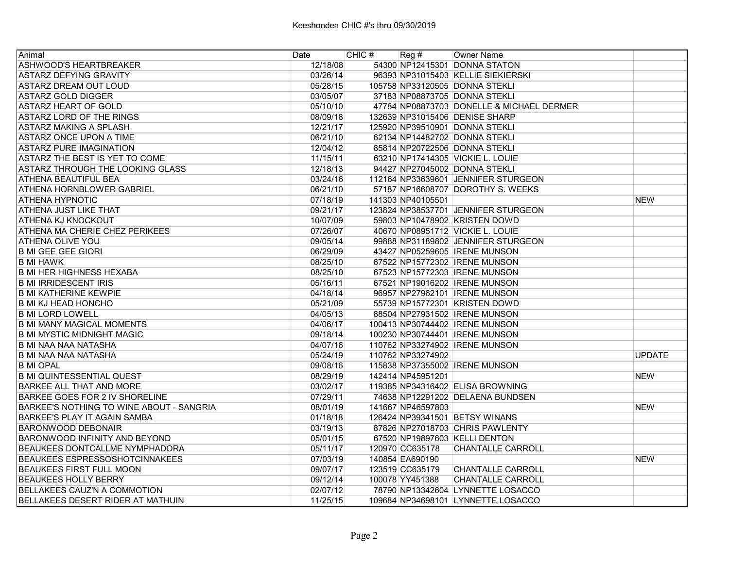# Keeshonden CHIC #'s thru 09/30/2019

| Animal | Date | CHIC # | Reg # | Owner Name | |
|---|---|---|---|---|---|
| ASHWOOD'S HEARTBREAKER | 12/18/08 | 54300 | NP12415301 | DONNA STATON | |
| ASTARZ DEFYING GRAVITY | 03/26/14 | 96393 | NP31015403 | KELLIE SIEKIERSKI | |
| ASTARZ DREAM OUT LOUD | 05/28/15 | 105758 | NP33120505 | DONNA STEKLI | |
| ASTARZ GOLD DIGGER | 03/05/07 | 37183 | NP08873705 | DONNA STEKLI | |
| ASTARZ HEART OF GOLD | 05/10/10 | 47784 | NP08873703 | DONELLE & MICHAEL DERMER | |
| ASTARZ LORD OF THE RINGS | 08/09/18 | 132639 | NP31015406 | DENISE SHARP | |
| ASTARZ MAKING A SPLASH | 12/21/17 | 125920 | NP39510901 | DONNA STEKLI | |
| ASTARZ ONCE UPON A TIME | 06/21/10 | 62134 | NP14482702 | DONNA STEKLI | |
| ASTARZ PURE IMAGINATION | 12/04/12 | 85814 | NP20722506 | DONNA STEKLI | |
| ASTARZ THE BEST IS YET TO COME | 11/15/11 | 63210 | NP17414305 | VICKIE L. LOUIE | |
| ASTARZ THROUGH THE LOOKING GLASS | 12/18/13 | 94427 | NP27045002 | DONNA STEKLI | |
| ATHENA BEAUTIFUL BEA | 03/24/16 | 112164 | NP33639601 | JENNIFER STURGEON | |
| ATHENA HORNBLOWER GABRIEL | 06/21/10 | 57187 | NP16608707 | DOROTHY S. WEEKS | |
| ATHENA HYPNOTIC | 07/18/19 | 141303 | NP40105501 | | NEW |
| ATHENA JUST LIKE THAT | 09/21/17 | 123824 | NP38537701 | JENNIFER STURGEON | |
| ATHENA KJ KNOCKOUT | 10/07/09 | 59803 | NP10478902 | KRISTEN DOWD | |
| ATHENA MA CHERIE CHEZ PERIKEES | 07/26/07 | 40670 | NP08951712 | VICKIE L. LOUIE | |
| ATHENA OLIVE YOU | 09/05/14 | 99888 | NP31189802 | JENNIFER STURGEON | |
| B MI GEE GEE GIORI | 06/29/09 | 43427 | NP05259605 | IRENE MUNSON | |
| B MI HAWK | 08/25/10 | 67522 | NP15772302 | IRENE MUNSON | |
| B MI HER HIGHNESS HEXABA | 08/25/10 | 67523 | NP15772303 | IRENE MUNSON | |
| B MI IRRIDESCENT IRIS | 05/16/11 | 67521 | NP19016202 | IRENE MUNSON | |
| B MI KATHERINE KEWPIE | 04/18/14 | 96957 | NP27962101 | IRENE MUNSON | |
| B MI KJ HEAD HONCHO | 05/21/09 | 55739 | NP15772301 | KRISTEN DOWD | |
| B MI LORD LOWELL | 04/05/13 | 88504 | NP27931502 | IRENE MUNSON | |
| B MI MANY MAGICAL MOMENTS | 04/06/17 | 100413 | NP30744402 | IRENE MUNSON | |
| B MI MYSTIC MIDNIGHT MAGIC | 09/18/14 | 100230 | NP30744401 | IRENE MUNSON | |
| B MI NAA NAA NATASHA | 04/07/16 | 110762 | NP33274902 | IRENE MUNSON | |
| B MI NAA NAA NATASHA | 05/24/19 | 110762 | NP33274902 | | UPDATE |
| B MI OPAL | 09/08/16 | 115838 | NP37355002 | IRENE MUNSON | |
| B MI QUINTESSENTIAL QUEST | 08/29/19 | 142414 | NP45951201 | | NEW |
| BARKEE ALL THAT AND MORE | 03/02/17 | 119385 | NP34316402 | ELISA BROWNING | |
| BARKEE GOES FOR 2 IV SHORELINE | 07/29/11 | 74638 | NP12291202 | DELAENA BUNDSEN | |
| BARKEE'S NOTHING TO WINE ABOUT - SANGRIA | 08/01/19 | 141667 | NP46597803 | | NEW |
| BARKEE'S PLAY IT AGAIN SAMBA | 01/18/18 | 126424 | NP39341501 | BETSY WINANS | |
| BARONWOOD DEBONAIR | 03/19/13 | 87826 | NP27018703 | CHRIS PAWLENTY | |
| BARONWOOD INFINITY AND BEYOND | 05/01/15 | 67520 | NP19897603 | KELLI DENTON | |
| BEAUKEES DONTCALLME NYMPHADORA | 05/11/17 | 120970 | CC635178 | CHANTALLE CARROLL | |
| BEAUKEES ESPRESSOSHOTCINNAKEES | 07/03/19 | 140854 | EA690190 | | NEW |
| BEAUKEES FIRST FULL MOON | 09/07/17 | 123519 | CC635179 | CHANTALLE CARROLL | |
| BEAUKEES HOLLY BERRY | 09/12/14 | 100078 | YY451388 | CHANTALLE CARROLL | |
| BELLAKEES CAUZ'N A COMMOTION | 02/07/12 | 78790 | NP13342604 | LYNNETTE LOSACCO | |
| BELLAKEES DESERT RIDER AT MATHUIN | 11/25/15 | 109684 | NP34698101 | LYNNETTE LOSACCO | |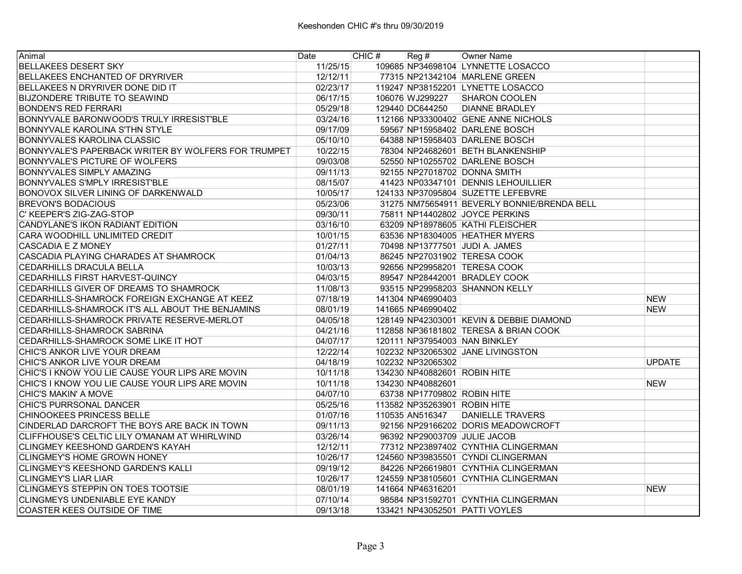# Keeshonden CHIC #'s thru 09/30/2019

| Animal | Date | CHIC # | Reg # | Owner Name | |
|---|---|---|---|---|---|
| BELLAKEES DESERT SKY | 11/25/15 | 109685 | NP34698104 | LYNNETTE LOSACCO | |
| BELLAKEES ENCHANTED OF DRYRIVER | 12/12/11 | 77315 | NP21342104 | MARLENE GREEN | |
| BELLAKEES N DRYRIVER DONE DID IT | 02/23/17 | 119247 | NP38152201 | LYNETTE LOSACCO | |
| BIJZONDERE TRIBUTE TO SEAWIND | 06/17/15 | 106076 | WJ299227 | SHARON COOLEN | |
| BONDEN'S RED FERRARI | 05/29/18 | 129440 | DC644250 | DIANNE BRADLEY | |
| BONNYVALE BARONWOOD'S TRULY IRRESIST'BLE | 03/24/16 | 112166 | NP33300402 | GENE ANNE NICHOLS | |
| BONNYVALE KAROLINA S'THN STYLE | 09/17/09 | 59567 | NP15958402 | DARLENE BOSCH | |
| BONNYVALES KAROLINA CLASSIC | 05/10/10 | 64388 | NP15958403 | DARLENE BOSCH | |
| BONNYVALE'S PAPERBACK WRITER BY WOLFERS FOR TRUMPET | 10/22/15 | 78304 | NP24682601 | BETH BLANKENSHIP | |
| BONNYVALE'S PICTURE OF WOLFERS | 09/03/08 | 52550 | NP10255702 | DARLENE BOSCH | |
| BONNYVALES SIMPLY AMAZING | 09/11/13 | 92155 | NP27018702 | DONNA SMITH | |
| BONNYVALES S'MPLY IRRESIST'BLE | 08/15/07 | 41423 | NP03347101 | DENNIS LEHOUILLIER | |
| BONOVOX SILVER LINING OF DARKENWALD | 10/05/17 | 124133 | NP37095804 | SUZETTE LEFEBVRE | |
| BREVON'S BODACIOUS | 05/23/06 | 31275 | NM75654911 | BEVERLY BONNIE/BRENDA BELL | |
| C' KEEPER'S ZIG-ZAG-STOP | 09/30/11 | 75811 | NP14402802 | JOYCE PERKINS | |
| CANDYLANE'S IKON RADIANT EDITION | 03/16/10 | 63209 | NP18978605 | KATHI FLEISCHER | |
| CARA WOODHILL UNLIMITED CREDIT | 10/01/15 | 63536 | NP18304005 | HEATHER MYERS | |
| CASCADIA E Z MONEY | 01/27/11 | 70498 | NP13777501 | JUDI A. JAMES | |
| CASCADIA PLAYING CHARADES AT SHAMROCK | 01/04/13 | 86245 | NP27031902 | TERESA COOK | |
| CEDARHILLS DRACULA BELLA | 10/03/13 | 92656 | NP29958201 | TERESA COOK | |
| CEDARHILLS FIRST HARVEST-QUINCY | 04/03/15 | 89547 | NP28442001 | BRADLEY COOK | |
| CEDARHILLS GIVER OF DREAMS TO SHAMROCK | 11/08/13 | 93515 | NP29958203 | SHANNON KELLY | |
| CEDARHILLS-SHAMROCK FOREIGN EXCHANGE AT KEEZ | 07/18/19 | 141304 | NP46990403 | | NEW |
| CEDARHILLS-SHAMROCK IT'S ALL ABOUT THE BENJAMINS | 08/01/19 | 141665 | NP46990402 | | NEW |
| CEDARHILLS-SHAMROCK PRIVATE RESERVE-MERLOT | 04/05/18 | 128149 | NP42303001 | KEVIN & DEBBIE DIAMOND | |
| CEDARHILLS-SHAMROCK SABRINA | 04/21/16 | 112858 | NP36181802 | TERESA & BRIAN COOK | |
| CEDARHILLS-SHAMROCK SOME LIKE IT HOT | 04/07/17 | 120111 | NP37954003 | NAN BINKLEY | |
| CHIC'S ANKOR LIVE YOUR DREAM | 12/22/14 | 102232 | NP32065302 | JANE LIVINGSTON | |
| CHIC'S ANKOR LIVE YOUR DREAM | 04/18/19 | 102232 | NP32065302 | | UPDATE |
| CHIC'S I KNOW YOU LIE CAUSE YOUR LIPS ARE MOVIN | 10/11/18 | 134230 | NP40882601 | ROBIN HITE | |
| CHIC'S I KNOW YOU LIE CAUSE YOUR LIPS ARE MOVIN | 10/11/18 | 134230 | NP40882601 | | NEW |
| CHIC'S MAKIN' A MOVE | 04/07/10 | 63738 | NP17709802 | ROBIN HITE | |
| CHIC'S PURRSONAL DANCER | 05/25/16 | 113582 | NP35263901 | ROBIN HITE | |
| CHINOOKEES PRINCESS BELLE | 01/07/16 | 110535 | AN516347 | DANIELLE TRAVERS | |
| CINDERLAD DARCROFT THE BOYS ARE BACK IN TOWN | 09/11/13 | 92156 | NP29166202 | DORIS MEADOWCROFT | |
| CLIFFHOUSE'S CELTIC LILY O'MANAM AT WHIRLWIND | 03/26/14 | 96392 | NP29003709 | JULIE JACOB | |
| CLINGMEY KEESHOND GARDEN'S KAYAH | 12/12/11 | 77312 | NP23897402 | CYNTHIA CLINGERMAN | |
| CLINGMEY'S HOME GROWN HONEY | 10/26/17 | 124560 | NP39835501 | CYNDI CLINGERMAN | |
| CLINGMEY'S KEESHOND GARDEN'S KALLI | 09/19/12 | 84226 | NP26619801 | CYNTHIA CLINGERMAN | |
| CLINGMEY'S LIAR LIAR | 10/26/17 | 124559 | NP38105601 | CYNTHIA CLINGERMAN | |
| CLINGMEYS STEPPIN ON TOES TOOTSIE | 08/01/19 | 141664 | NP46316201 | | NEW |
| CLINGMEYS UNDENIABLE EYE KANDY | 07/10/14 | 98584 | NP31592701 | CYNTHIA CLINGERMAN | |
| COASTER KEES OUTSIDE OF TIME | 09/13/18 | 133421 | NP43052501 | PATTI VOYLES | |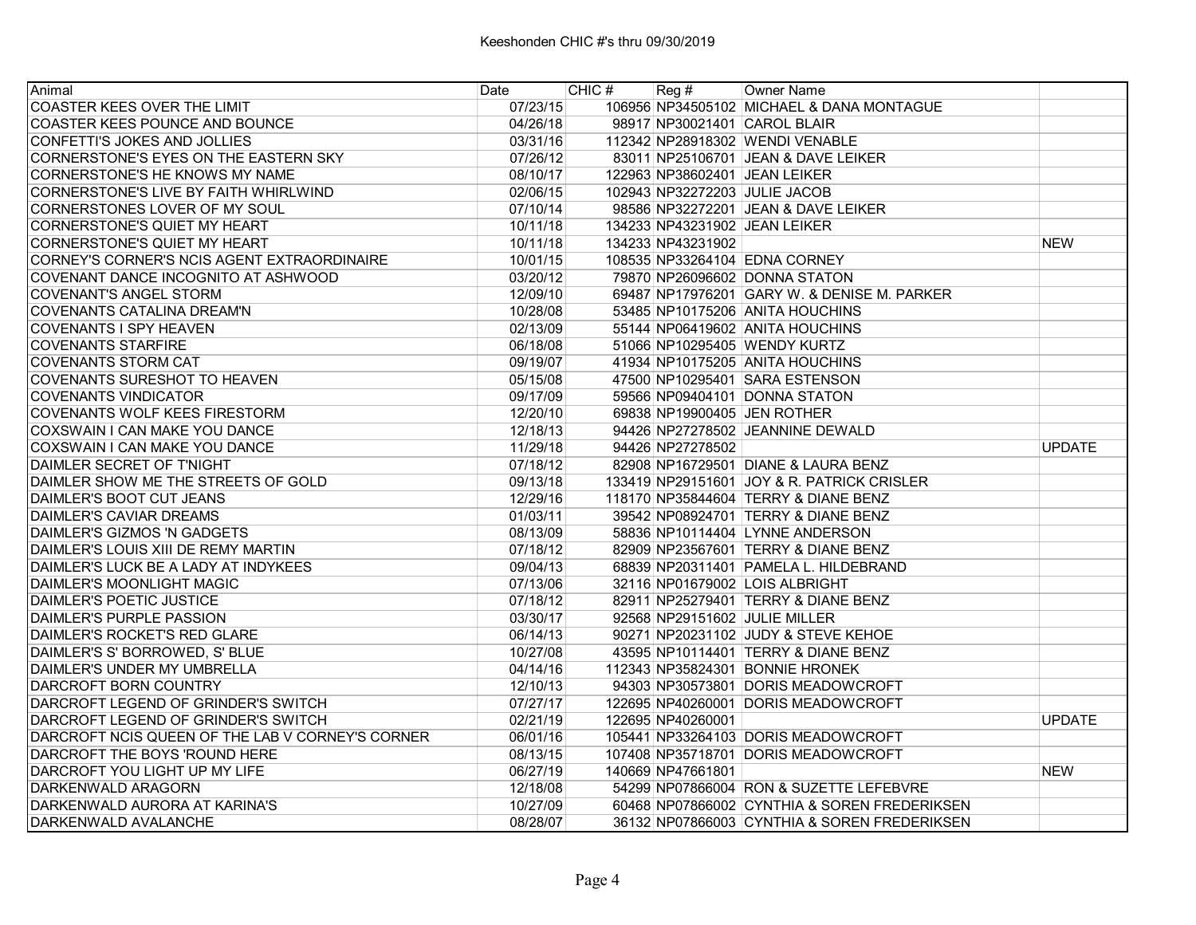# Keeshonden CHIC #'s thru 09/30/2019

| Animal | Date | CHIC # | Reg # | Owner Name | |
|---|---|---|---|---|---|
| COASTER KEES OVER THE LIMIT | 07/23/15 | 106956 | NP34505102 | MICHAEL & DANA MONTAGUE | |
| COASTER KEES POUNCE AND BOUNCE | 04/26/18 | 98917 | NP30021401 | CAROL BLAIR | |
| CONFETTI'S JOKES AND JOLLIES | 03/31/16 | 112342 | NP28918302 | WENDI VENABLE | |
| CORNERSTONE'S EYES ON THE EASTERN SKY | 07/26/12 | 83011 | NP25106701 | JEAN & DAVE LEIKER | |
| CORNERSTONE'S HE KNOWS MY NAME | 08/10/17 | 122963 | NP38602401 | JEAN LEIKER | |
| CORNERSTONE'S LIVE BY FAITH WHIRLWIND | 02/06/15 | 102943 | NP32272203 | JULIE JACOB | |
| CORNERSTONES LOVER OF MY SOUL | 07/10/14 | 98586 | NP32272201 | JEAN & DAVE LEIKER | |
| CORNERSTONE'S QUIET MY HEART | 10/11/18 | 134233 | NP43231902 | JEAN LEIKER | |
| CORNERSTONE'S QUIET MY HEART | 10/11/18 | 134233 | NP43231902 | | NEW |
| CORNEY'S CORNER'S NCIS AGENT EXTRAORDINAIRE | 10/01/15 | 108535 | NP33264104 | EDNA CORNEY | |
| COVENANT DANCE INCOGNITO AT ASHWOOD | 03/20/12 | 79870 | NP26096602 | DONNA STATON | |
| COVENANT'S ANGEL STORM | 12/09/10 | 69487 | NP17976201 | GARY W. & DENISE M. PARKER | |
| COVENANTS CATALINA DREAM'N | 10/28/08 | 53485 | NP10175206 | ANITA HOUCHINS | |
| COVENANTS I SPY HEAVEN | 02/13/09 | 55144 | NP06419602 | ANITA HOUCHINS | |
| COVENANTS STARFIRE | 06/18/08 | 51066 | NP10295405 | WENDY KURTZ | |
| COVENANTS STORM CAT | 09/19/07 | 41934 | NP10175205 | ANITA HOUCHINS | |
| COVENANTS SURESHOT TO HEAVEN | 05/15/08 | 47500 | NP10295401 | SARA ESTENSON | |
| COVENANTS VINDICATOR | 09/17/09 | 59566 | NP09404101 | DONNA STATON | |
| COVENANTS WOLF KEES FIRESTORM | 12/20/10 | 69838 | NP19900405 | JEN ROTHER | |
| COXSWAIN I CAN MAKE YOU DANCE | 12/18/13 | 94426 | NP27278502 | JEANNINE DEWALD | |
| COXSWAIN I CAN MAKE YOU DANCE | 11/29/18 | 94426 | NP27278502 | | UPDATE |
| DAIMLER SECRET OF T'NIGHT | 07/18/12 | 82908 | NP16729501 | DIANE & LAURA BENZ | |
| DAIMLER SHOW ME THE STREETS OF GOLD | 09/13/18 | 133419 | NP29151601 | JOY & R. PATRICK CRISLER | |
| DAIMLER'S BOOT CUT JEANS | 12/29/16 | 118170 | NP35844604 | TERRY & DIANE BENZ | |
| DAIMLER'S CAVIAR DREAMS | 01/03/11 | 39542 | NP08924701 | TERRY & DIANE BENZ | |
| DAIMLER'S GIZMOS 'N GADGETS | 08/13/09 | 58836 | NP10114404 | LYNNE ANDERSON | |
| DAIMLER'S LOUIS XIII DE REMY MARTIN | 07/18/12 | 82909 | NP23567601 | TERRY & DIANE BENZ | |
| DAIMLER'S LUCK BE A LADY AT INDYKEES | 09/04/13 | 68839 | NP20311401 | PAMELA L. HILDEBRAND | |
| DAIMLER'S MOONLIGHT MAGIC | 07/13/06 | 32116 | NP01679002 | LOIS ALBRIGHT | |
| DAIMLER'S POETIC JUSTICE | 07/18/12 | 82911 | NP25279401 | TERRY & DIANE BENZ | |
| DAIMLER'S PURPLE PASSION | 03/30/17 | 92568 | NP29151602 | JULIE MILLER | |
| DAIMLER'S ROCKET'S RED GLARE | 06/14/13 | 90271 | NP20231102 | JUDY & STEVE KEHOE | |
| DAIMLER'S S' BORROWED, S' BLUE | 10/27/08 | 43595 | NP10114401 | TERRY & DIANE BENZ | |
| DAIMLER'S UNDER MY UMBRELLA | 04/14/16 | 112343 | NP35824301 | BONNIE HRONEK | |
| DARCROFT BORN COUNTRY | 12/10/13 | 94303 | NP30573801 | DORIS MEADOWCROFT | |
| DARCROFT LEGEND OF GRINDER'S SWITCH | 07/27/17 | 122695 | NP40260001 | DORIS MEADOWCROFT | |
| DARCROFT LEGEND OF GRINDER'S SWITCH | 02/21/19 | 122695 | NP40260001 | | UPDATE |
| DARCROFT NCIS QUEEN OF THE LAB V CORNEY'S CORNER | 06/01/16 | 105441 | NP33264103 | DORIS MEADOWCROFT | |
| DARCROFT THE BOYS 'ROUND HERE | 08/13/15 | 107408 | NP35718701 | DORIS MEADOWCROFT | |
| DARCROFT YOU LIGHT UP MY LIFE | 06/27/19 | 140669 | NP47661801 | | NEW |
| DARKENWALD ARAGORN | 12/18/08 | 54299 | NP07866004 | RON & SUZETTE LEFEBVRE | |
| DARKENWALD AURORA AT KARINA'S | 10/27/09 | 60468 | NP07866002 | CYNTHIA & SOREN FREDERIKSEN | |
| DARKENWALD AVALANCHE | 08/28/07 | 36132 | NP07866003 | CYNTHIA & SOREN FREDERIKSEN | |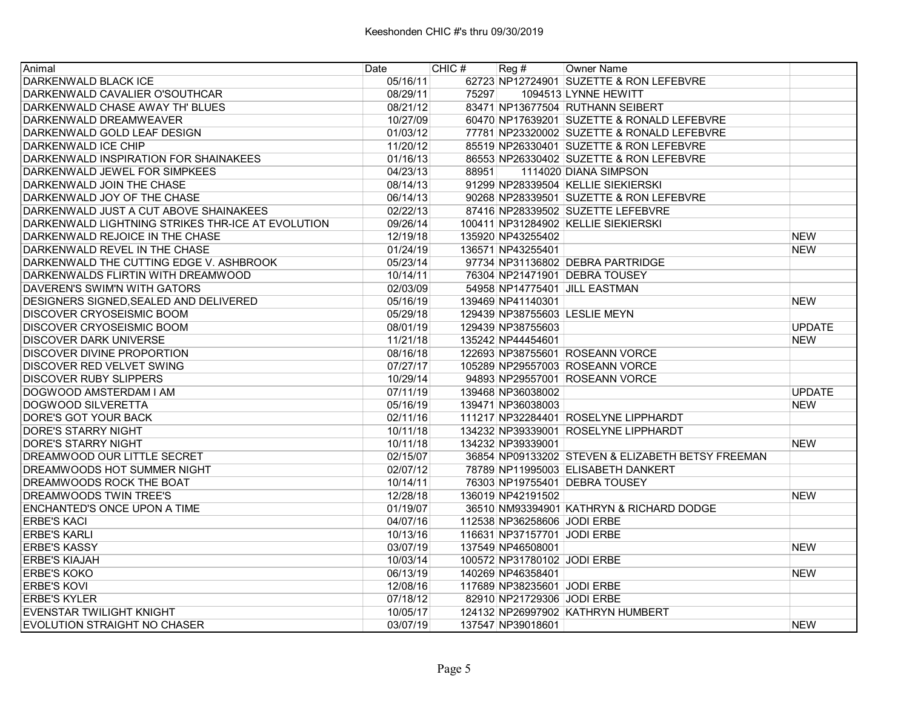| Animal | Date | CHIC # | Reg # | Owner Name | |
|---|---|---|---|---|---|
| DARKENWALD BLACK ICE | 05/16/11 | 62723 | NP12724901 | SUZETTE & RON LEFEBVRE | |
| DARKENWALD CAVALIER O'SOUTHCAR | 08/29/11 | 75297 | 1094513 | LYNNE HEWITT | |
| DARKENWALD CHASE AWAY TH' BLUES | 08/21/12 | 83471 | NP13677504 | RUTHANN SEIBERT | |
| DARKENWALD DREAMWEAVER | 10/27/09 | 60470 | NP17639201 | SUZETTE & RONALD LEFEBVRE | |
| DARKENWALD GOLD LEAF DESIGN | 01/03/12 | 77781 | NP23320002 | SUZETTE & RONALD LEFEBVRE | |
| DARKENWALD ICE CHIP | 11/20/12 | 85519 | NP26330401 | SUZETTE & RON LEFEBVRE | |
| DARKENWALD INSPIRATION FOR SHAINAKEES | 01/16/13 | 86553 | NP26330402 | SUZETTE & RON LEFEBVRE | |
| DARKENWALD JEWEL FOR SIMPKEES | 04/23/13 | 88951 | 1114020 | DIANA SIMPSON | |
| DARKENWALD JOIN THE CHASE | 08/14/13 | 91299 | NP28339504 | KELLIE SIEKIERSKI | |
| DARKENWALD JOY OF THE CHASE | 06/14/13 | 90268 | NP28339501 | SUZETTE & RON LEFEBVRE | |
| DARKENWALD JUST A CUT ABOVE SHAINAKEES | 02/22/13 | 87416 | NP28339502 | SUZETTE LEFEBVRE | |
| DARKENWALD LIGHTNING STRIKES THR-ICE AT EVOLUTION | 09/26/14 | 100411 | NP31284902 | KELLIE SIEKIERSKI | |
| DARKENWALD REJOICE IN THE CHASE | 12/19/18 | 135920 | NP43255402 | | NEW |
| DARKENWALD REVEL IN THE CHASE | 01/24/19 | 136571 | NP43255401 | | NEW |
| DARKENWALD THE CUTTING EDGE V. ASHBROOK | 05/23/14 | 97734 | NP31136802 | DEBRA PARTRIDGE | |
| DARKENWALDS FLIRTIN WITH DREAMWOOD | 10/14/11 | 76304 | NP21471901 | DEBRA TOUSEY | |
| DAVEREN'S SWIM'N WITH GATORS | 02/03/09 | 54958 | NP14775401 | JILL EASTMAN | |
| DESIGNERS SIGNED,SEALED AND DELIVERED | 05/16/19 | 139469 | NP41140301 | | NEW |
| DISCOVER CRYOSEISMIC BOOM | 05/29/18 | 129439 | NP38755603 | LESLIE MEYN | |
| DISCOVER CRYOSEISMIC BOOM | 08/01/19 | 129439 | NP38755603 | | UPDATE |
| DISCOVER DARK UNIVERSE | 11/21/18 | 135242 | NP44454601 | | NEW |
| DISCOVER DIVINE PROPORTION | 08/16/18 | 122693 | NP38755601 | ROSEANN VORCE | |
| DISCOVER RED VELVET SWING | 07/27/17 | 105289 | NP29557003 | ROSEANN VORCE | |
| DISCOVER RUBY SLIPPERS | 10/29/14 | 94893 | NP29557001 | ROSEANN VORCE | |
| DOGWOOD AMSTERDAM I AM | 07/11/19 | 139468 | NP36038002 | | UPDATE |
| DOGWOOD SILVERETTA | 05/16/19 | 139471 | NP36038003 | | NEW |
| DORE'S GOT YOUR BACK | 02/11/16 | 111217 | NP32284401 | ROSELYNE LIPPHARDT | |
| DORE'S STARRY NIGHT | 10/11/18 | 134232 | NP39339001 | ROSELYNE LIPPHARDT | |
| DORE'S STARRY NIGHT | 10/11/18 | 134232 | NP39339001 | | NEW |
| DREAMWOOD OUR LITTLE SECRET | 02/15/07 | 36854 | NP09133202 | STEVEN & ELIZABETH BETSY FREEMAN | |
| DREAMWOODS HOT SUMMER NIGHT | 02/07/12 | 78789 | NP11995003 | ELISABETH DANKERT | |
| DREAMWOODS ROCK THE BOAT | 10/14/11 | 76303 | NP19755401 | DEBRA TOUSEY | |
| DREAMWOODS TWIN TREE'S | 12/28/18 | 136019 | NP42191502 | | NEW |
| ENCHANTED'S ONCE UPON A TIME | 01/19/07 | 36510 | NM93394901 | KATHRYN & RICHARD DODGE | |
| ERBE'S KACI | 04/07/16 | 112538 | NP36258606 | JODI ERBE | |
| ERBE'S KARLI | 10/13/16 | 116631 | NP37157701 | JODI ERBE | |
| ERBE'S KASSY | 03/07/19 | 137549 | NP46508001 | | NEW |
| ERBE'S KIAJAH | 10/03/14 | 100572 | NP31780102 | JODI ERBE | |
| ERBE'S KOKO | 06/13/19 | 140269 | NP46358401 | | NEW |
| ERBE'S KOVI | 12/08/16 | 117689 | NP38235601 | JODI ERBE | |
| ERBE'S KYLER | 07/18/12 | 82910 | NP21729306 | JODI ERBE | |
| EVENSTAR TWILIGHT KNIGHT | 10/05/17 | 124132 | NP26997902 | KATHRYN HUMBERT | |
| EVOLUTION STRAIGHT NO CHASER | 03/07/19 | 137547 | NP39018601 | | NEW |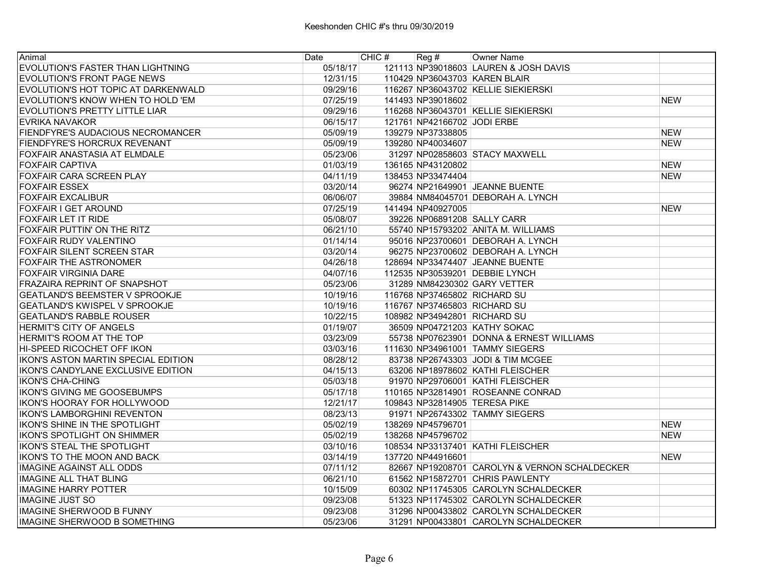Keeshonden CHIC #'s thru 09/30/2019

| Animal | Date | CHIC # | Reg # | Owner Name | |
|---|---|---|---|---|---|
| EVOLUTION'S FASTER THAN LIGHTNING | 05/18/17 | 121113 | NP39018603 | LAUREN & JOSH DAVIS | |
| EVOLUTION'S FRONT PAGE NEWS | 12/31/15 | 110429 | NP36043703 | KAREN BLAIR | |
| EVOLUTION'S HOT TOPIC AT DARKENWALD | 09/29/16 | 116267 | NP36043702 | KELLIE SIEKIERSKI | |
| EVOLUTION'S KNOW WHEN TO HOLD 'EM | 07/25/19 | 141493 | NP39018602 | | NEW |
| EVOLUTION'S PRETTY LITTLE LIAR | 09/29/16 | 116268 | NP36043701 | KELLIE SIEKIERSKI | |
| EVRIKA NAVAKOR | 06/15/17 | 121761 | NP42166702 | JODI ERBE | |
| FIENDFYRE'S AUDACIOUS NECROMANCER | 05/09/19 | 139279 | NP37338805 | | NEW |
| FIENDFYRE'S HORCRUX REVENANT | 05/09/19 | 139280 | NP40034607 | | NEW |
| FOXFAIR ANASTASIA AT ELMDALE | 05/23/06 | 31297 | NP02858603 | STACY MAXWELL | |
| FOXFAIR CAPTIVA | 01/03/19 | 136165 | NP43120802 | | NEW |
| FOXFAIR CARA SCREEN PLAY | 04/11/19 | 138453 | NP33474404 | | NEW |
| FOXFAIR ESSEX | 03/20/14 | 96274 | NP21649901 | JEANNE BUENTE | |
| FOXFAIR EXCALIBUR | 06/06/07 | 39884 | NM84045701 | DEBORAH A. LYNCH | |
| FOXFAIR I GET AROUND | 07/25/19 | 141494 | NP40927005 | | NEW |
| FOXFAIR LET IT RIDE | 05/08/07 | 39226 | NP06891208 | SALLY CARR | |
| FOXFAIR PUTTIN' ON THE RITZ | 06/21/10 | 55740 | NP15793202 | ANITA M. WILLIAMS | |
| FOXFAIR RUDY VALENTINO | 01/14/14 | 95016 | NP23700601 | DEBORAH A. LYNCH | |
| FOXFAIR SILENT SCREEN STAR | 03/20/14 | 96275 | NP23700602 | DEBORAH A. LYNCH | |
| FOXFAIR THE ASTRONOMER | 04/26/18 | 128694 | NP33474407 | JEANNE BUENTE | |
| FOXFAIR VIRGINIA DARE | 04/07/16 | 112535 | NP30539201 | DEBBIE LYNCH | |
| FRAZAIRA REPRINT OF SNAPSHOT | 05/23/06 | 31289 | NM84230302 | GARY VETTER | |
| GEATLAND'S BEEMSTER V SPROOKJE | 10/19/16 | 116768 | NP37465802 | RICHARD SU | |
| GEATLAND'S KWISPEL V SPROOKJE | 10/19/16 | 116767 | NP37465803 | RICHARD SU | |
| GEATLAND'S RABBLE ROUSER | 10/22/15 | 108982 | NP34942801 | RICHARD SU | |
| HERMIT'S CITY OF ANGELS | 01/19/07 | 36509 | NP04721203 | KATHY SOKAC | |
| HERMIT'S ROOM AT THE TOP | 03/23/09 | 55738 | NP07623901 | DONNA & ERNEST WILLIAMS | |
| HI-SPEED RICOCHET OFF IKON | 03/03/16 | 111630 | NP34961001 | TAMMY SIEGERS | |
| IKON'S ASTON MARTIN SPECIAL EDITION | 08/28/12 | 83738 | NP26743303 | JODI & TIM MCGEE | |
| IKON'S CANDYLANE EXCLUSIVE EDITION | 04/15/13 | 63206 | NP18978602 | KATHI FLEISCHER | |
| IKON'S CHA-CHING | 05/03/18 | 91970 | NP29706001 | KATHI FLEISCHER | |
| IKON'S GIVING ME GOOSEBUMPS | 05/17/18 | 110165 | NP32814901 | ROSEANNE CONRAD | |
| IKON'S HOORAY FOR HOLLYWOOD | 12/21/17 | 109843 | NP32814905 | TERESA PIKE | |
| IKON'S LAMBORGHINI REVENTON | 08/23/13 | 91971 | NP26743302 | TAMMY SIEGERS | |
| IKON'S SHINE IN THE SPOTLIGHT | 05/02/19 | 138269 | NP45796701 | | NEW |
| IKON'S SPOTLIGHT ON SHIMMER | 05/02/19 | 138268 | NP45796702 | | NEW |
| IKON'S STEAL THE SPOTLIGHT | 03/10/16 | 108534 | NP33137401 | KATHI FLEISCHER | |
| IKON'S TO THE MOON AND BACK | 03/14/19 | 137720 | NP44916601 | | NEW |
| IMAGINE AGAINST ALL ODDS | 07/11/12 | 82667 | NP19208701 | CAROLYN & VERNON SCHALDECKER | |
| IMAGINE ALL THAT BLING | 06/21/10 | 61562 | NP15872701 | CHRIS PAWLENTY | |
| IMAGINE HARRY POTTER | 10/15/09 | 60302 | NP11745305 | CAROLYN SCHALDECKER | |
| IMAGINE JUST SO | 09/23/08 | 51323 | NP11745302 | CAROLYN SCHALDECKER | |
| IMAGINE SHERWOOD B FUNNY | 09/23/08 | 31296 | NP00433802 | CAROLYN SCHALDECKER | |
| IMAGINE SHERWOOD B SOMETHING | 05/23/06 | 31291 | NP00433801 | CAROLYN SCHALDECKER | |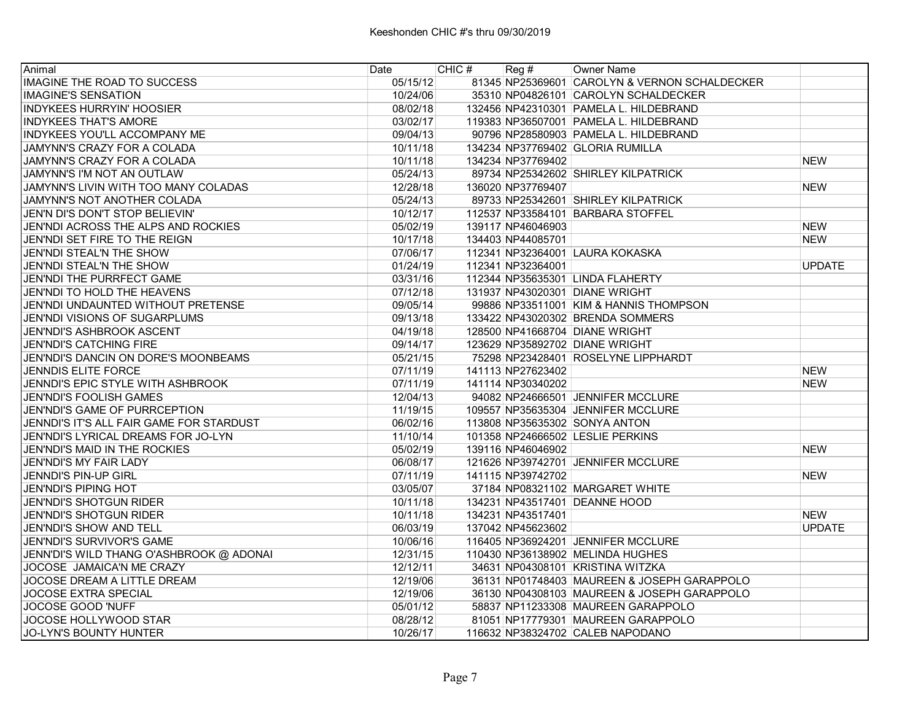# Keeshonden CHIC #'s thru 09/30/2019

| Animal | Date | CHIC # | Reg # | Owner Name | |
|---|---|---|---|---|---|
| IMAGINE THE ROAD TO SUCCESS | 05/15/12 | 81345 | NP25369601 | CAROLYN & VERNON SCHALDECKER | |
| IMAGINE'S SENSATION | 10/24/06 | 35310 | NP04826101 | CAROLYN SCHALDECKER | |
| INDYKEES HURRYIN' HOOSIER | 08/02/18 | 132456 | NP42310301 | PAMELA L. HILDEBRAND | |
| INDYKEES THAT'S AMORE | 03/02/17 | 119383 | NP36507001 | PAMELA L. HILDEBRAND | |
| INDYKEES YOU'LL ACCOMPANY ME | 09/04/13 | 90796 | NP28580903 | PAMELA L. HILDEBRAND | |
| JAMYNN'S CRAZY FOR A COLADA | 10/11/18 | 134234 | NP37769402 | GLORIA RUMILLA | |
| JAMYNN'S CRAZY FOR A COLADA | 10/11/18 | 134234 | NP37769402 | | NEW |
| JAMYNN'S I'M NOT AN OUTLAW | 05/24/13 | 89734 | NP25342602 | SHIRLEY KILPATRICK | |
| JAMYNN'S LIVIN WITH TOO MANY COLADAS | 12/28/18 | 136020 | NP37769407 | | NEW |
| JAMYNN'S NOT ANOTHER COLADA | 05/24/13 | 89733 | NP25342601 | SHIRLEY KILPATRICK | |
| JEN'N DI'S DON'T STOP BELIEVIN' | 10/12/17 | 112537 | NP33584101 | BARBARA STOFFEL | |
| JEN'NDI ACROSS THE ALPS AND ROCKIES | 05/02/19 | 139117 | NP46046903 | | NEW |
| JEN'NDI SET FIRE TO THE REIGN | 10/17/18 | 134403 | NP44085701 | | NEW |
| JEN'NDI STEAL'N THE SHOW | 07/06/17 | 112341 | NP32364001 | LAURA KOKASKA | |
| JEN'NDI STEAL'N THE SHOW | 01/24/19 | 112341 | NP32364001 | | UPDATE |
| JEN'NDI THE PURRFECT GAME | 03/31/16 | 112344 | NP35635301 | LINDA FLAHERTY | |
| JEN'NDI TO HOLD THE HEAVENS | 07/12/18 | 131937 | NP43020301 | DIANE WRIGHT | |
| JEN'NDI UNDAUNTED WITHOUT PRETENSE | 09/05/14 | 99886 | NP33511001 | KIM & HANNIS THOMPSON | |
| JEN'NDI VISIONS OF SUGARPLUMS | 09/13/18 | 133422 | NP43020302 | BRENDA SOMMERS | |
| JEN'NDI'S ASHBROOK ASCENT | 04/19/18 | 128500 | NP41668704 | DIANE WRIGHT | |
| JEN'NDI'S CATCHING FIRE | 09/14/17 | 123629 | NP35892702 | DIANE WRIGHT | |
| JEN'NDI'S DANCIN ON DORE'S MOONBEAMS | 05/21/15 | 75298 | NP23428401 | ROSELYNE LIPPHARDT | |
| JENNDIS ELITE FORCE | 07/11/19 | 141113 | NP27623402 | | NEW |
| JENNDI'S EPIC STYLE WITH ASHBROOK | 07/11/19 | 141114 | NP30340202 | | NEW |
| JEN'NDI'S FOOLISH GAMES | 12/04/13 | 94082 | NP24666501 | JENNIFER MCCLURE | |
| JEN'NDI'S GAME OF PURRCEPTION | 11/19/15 | 109557 | NP35635304 | JENNIFER MCCLURE | |
| JENNDI'S IT'S ALL FAIR GAME FOR STARDUST | 06/02/16 | 113808 | NP35635302 | SONYA ANTON | |
| JEN'NDI'S LYRICAL DREAMS FOR JO-LYN | 11/10/14 | 101358 | NP24666502 | LESLIE PERKINS | |
| JEN'NDI'S MAID IN THE ROCKIES | 05/02/19 | 139116 | NP46046902 | | NEW |
| JEN'NDI'S MY FAIR LADY | 06/08/17 | 121626 | NP39742701 | JENNIFER MCCLURE | |
| JENNDI'S PIN-UP GIRL | 07/11/19 | 141115 | NP39742702 | | NEW |
| JEN'NDI'S PIPING HOT | 03/05/07 | 37184 | NP08321102 | MARGARET WHITE | |
| JEN'NDI'S SHOTGUN RIDER | 10/11/18 | 134231 | NP43517401 | DEANNE HOOD | |
| JEN'NDI'S SHOTGUN RIDER | 10/11/18 | 134231 | NP43517401 | | NEW |
| JEN'NDI'S SHOW AND TELL | 06/03/19 | 137042 | NP45623602 | | UPDATE |
| JEN'NDI'S SURVIVOR'S GAME | 10/06/16 | 116405 | NP36924201 | JENNIFER MCCLURE | |
| JENN'DI'S WILD THANG O'ASHBROOK @ ADONAI | 12/31/15 | 110430 | NP36138902 | MELINDA HUGHES | |
| JOCOSE JAMAICA'N ME CRAZY | 12/12/11 | 34631 | NP04308101 | KRISTINA WITZKA | |
| JOCOSE DREAM A LITTLE DREAM | 12/19/06 | 36131 | NP01748403 | MAUREEN & JOSEPH GARAPPOLO | |
| JOCOSE EXTRA SPECIAL | 12/19/06 | 36130 | NP04308103 | MAUREEN & JOSEPH GARAPPOLO | |
| JOCOSE GOOD 'NUFF | 05/01/12 | 58837 | NP11233308 | MAUREEN GARAPPOLO | |
| JOCOSE HOLLYWOOD STAR | 08/28/12 | 81051 | NP17779301 | MAUREEN GARAPPOLO | |
| JO-LYN'S BOUNTY HUNTER | 10/26/17 | 116632 | NP38324702 | CALEB NAPODANO | |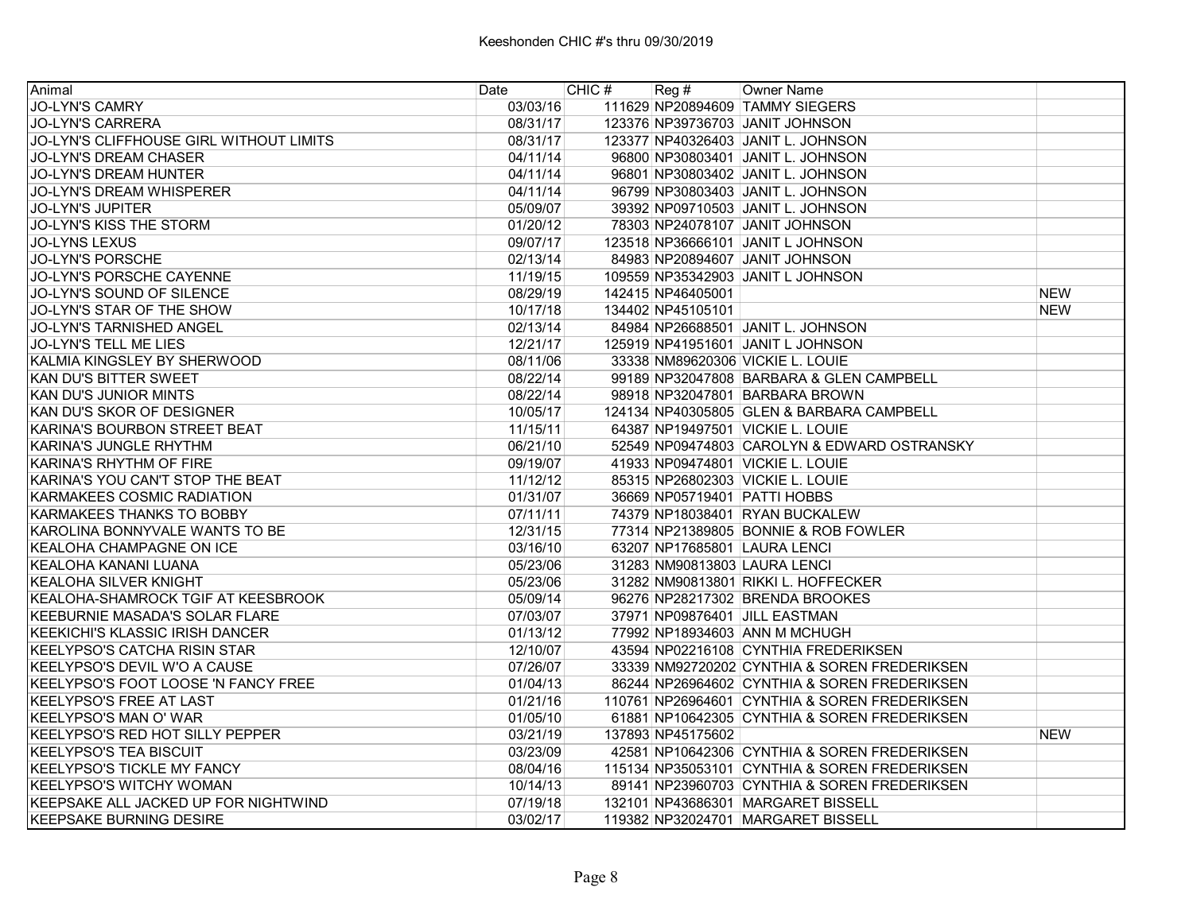Keeshonden CHIC #'s thru 09/30/2019

| Animal | Date | CHIC # | Reg # | Owner Name | |
|---|---|---|---|---|---|
| JO-LYN'S CAMRY | 03/03/16 | 111629 | NP20894609 | TAMMY SIEGERS | |
| JO-LYN'S CARRERA | 08/31/17 | 123376 | NP39736703 | JANIT JOHNSON | |
| JO-LYN'S CLIFFHOUSE GIRL WITHOUT LIMITS | 08/31/17 | 123377 | NP40326403 | JANIT L. JOHNSON | |
| JO-LYN'S DREAM CHASER | 04/11/14 | 96800 | NP30803401 | JANIT L. JOHNSON | |
| JO-LYN'S DREAM HUNTER | 04/11/14 | 96801 | NP30803402 | JANIT L. JOHNSON | |
| JO-LYN'S DREAM WHISPERER | 04/11/14 | 96799 | NP30803403 | JANIT L. JOHNSON | |
| JO-LYN'S JUPITER | 05/09/07 | 39392 | NP09710503 | JANIT L. JOHNSON | |
| JO-LYN'S KISS THE STORM | 01/20/12 | 78303 | NP24078107 | JANIT JOHNSON | |
| JO-LYNS LEXUS | 09/07/17 | 123518 | NP36666101 | JANIT L JOHNSON | |
| JO-LYN'S PORSCHE | 02/13/14 | 84983 | NP20894607 | JANIT JOHNSON | |
| JO-LYN'S PORSCHE CAYENNE | 11/19/15 | 109559 | NP35342903 | JANIT L JOHNSON | |
| JO-LYN'S SOUND OF SILENCE | 08/29/19 | 142415 | NP46405001 | | NEW |
| JO-LYN'S STAR OF THE SHOW | 10/17/18 | 134402 | NP45105101 | | NEW |
| JO-LYN'S TARNISHED ANGEL | 02/13/14 | 84984 | NP26688501 | JANIT L. JOHNSON | |
| JO-LYN'S TELL ME LIES | 12/21/17 | 125919 | NP41951601 | JANIT L JOHNSON | |
| KALMIA KINGSLEY BY SHERWOOD | 08/11/06 | 33338 | NM89620306 | VICKIE L. LOUIE | |
| KAN DU'S BITTER SWEET | 08/22/14 | 99189 | NP32047808 | BARBARA & GLEN CAMPBELL | |
| KAN DU'S JUNIOR MINTS | 08/22/14 | 98918 | NP32047801 | BARBARA BROWN | |
| KAN DU'S SKOR OF DESIGNER | 10/05/17 | 124134 | NP40305805 | GLEN & BARBARA CAMPBELL | |
| KARINA'S BOURBON STREET BEAT | 11/15/11 | 64387 | NP19497501 | VICKIE L. LOUIE | |
| KARINA'S JUNGLE RHYTHM | 06/21/10 | 52549 | NP09474803 | CAROLYN & EDWARD OSTRANSKY | |
| KARINA'S RHYTHM OF FIRE | 09/19/07 | 41933 | NP09474801 | VICKIE L. LOUIE | |
| KARINA'S YOU CAN'T STOP THE BEAT | 11/12/12 | 85315 | NP26802303 | VICKIE L. LOUIE | |
| KARMAKEES COSMIC RADIATION | 01/31/07 | 36669 | NP05719401 | PATTI HOBBS | |
| KARMAKEES THANKS TO BOBBY | 07/11/11 | 74379 | NP18038401 | RYAN BUCKALEW | |
| KAROLINA BONNYVALE WANTS TO BE | 12/31/15 | 77314 | NP21389805 | BONNIE & ROB FOWLER | |
| KEALOHA CHAMPAGNE ON ICE | 03/16/10 | 63207 | NP17685801 | LAURA LENCI | |
| KEALOHA KANANI LUANA | 05/23/06 | 31283 | NM90813803 | LAURA LENCI | |
| KEALOHA SILVER KNIGHT | 05/23/06 | 31282 | NM90813801 | RIKKI L. HOFFECKER | |
| KEALOHA-SHAMROCK TGIF AT KEESBROOK | 05/09/14 | 96276 | NP28217302 | BRENDA BROOKES | |
| KEEBURNIE MASADA'S SOLAR FLARE | 07/03/07 | 37971 | NP09876401 | JILL EASTMAN | |
| KEEKICHI'S KLASSIC IRISH DANCER | 01/13/12 | 77992 | NP18934603 | ANN M MCHUGH | |
| KEELYPSO'S CATCHA RISIN STAR | 12/10/07 | 43594 | NP02216108 | CYNTHIA FREDERIKSEN | |
| KEELYPSO'S DEVIL W'O A CAUSE | 07/26/07 | 33339 | NM92720202 | CYNTHIA & SOREN FREDERIKSEN | |
| KEELYPSO'S FOOT LOOSE 'N FANCY FREE | 01/04/13 | 86244 | NP26964602 | CYNTHIA & SOREN FREDERIKSEN | |
| KEELYPSO'S FREE AT LAST | 01/21/16 | 110761 | NP26964601 | CYNTHIA & SOREN FREDERIKSEN | |
| KEELYPSO'S MAN O' WAR | 01/05/10 | 61881 | NP10642305 | CYNTHIA & SOREN FREDERIKSEN | |
| KEELYPSO'S RED HOT SILLY PEPPER | 03/21/19 | 137893 | NP45175602 | | NEW |
| KEELYPSO'S TEA BISCUIT | 03/23/09 | 42581 | NP10642306 | CYNTHIA & SOREN FREDERIKSEN | |
| KEELYPSO'S TICKLE MY FANCY | 08/04/16 | 115134 | NP35053101 | CYNTHIA & SOREN FREDERIKSEN | |
| KEELYPSO'S WITCHY WOMAN | 10/14/13 | 89141 | NP23960703 | CYNTHIA & SOREN FREDERIKSEN | |
| KEEPSAKE ALL JACKED UP FOR NIGHTWIND | 07/19/18 | 132101 | NP43686301 | MARGARET BISSELL | |
| KEEPSAKE BURNING DESIRE | 03/02/17 | 119382 | NP32024701 | MARGARET BISSELL | |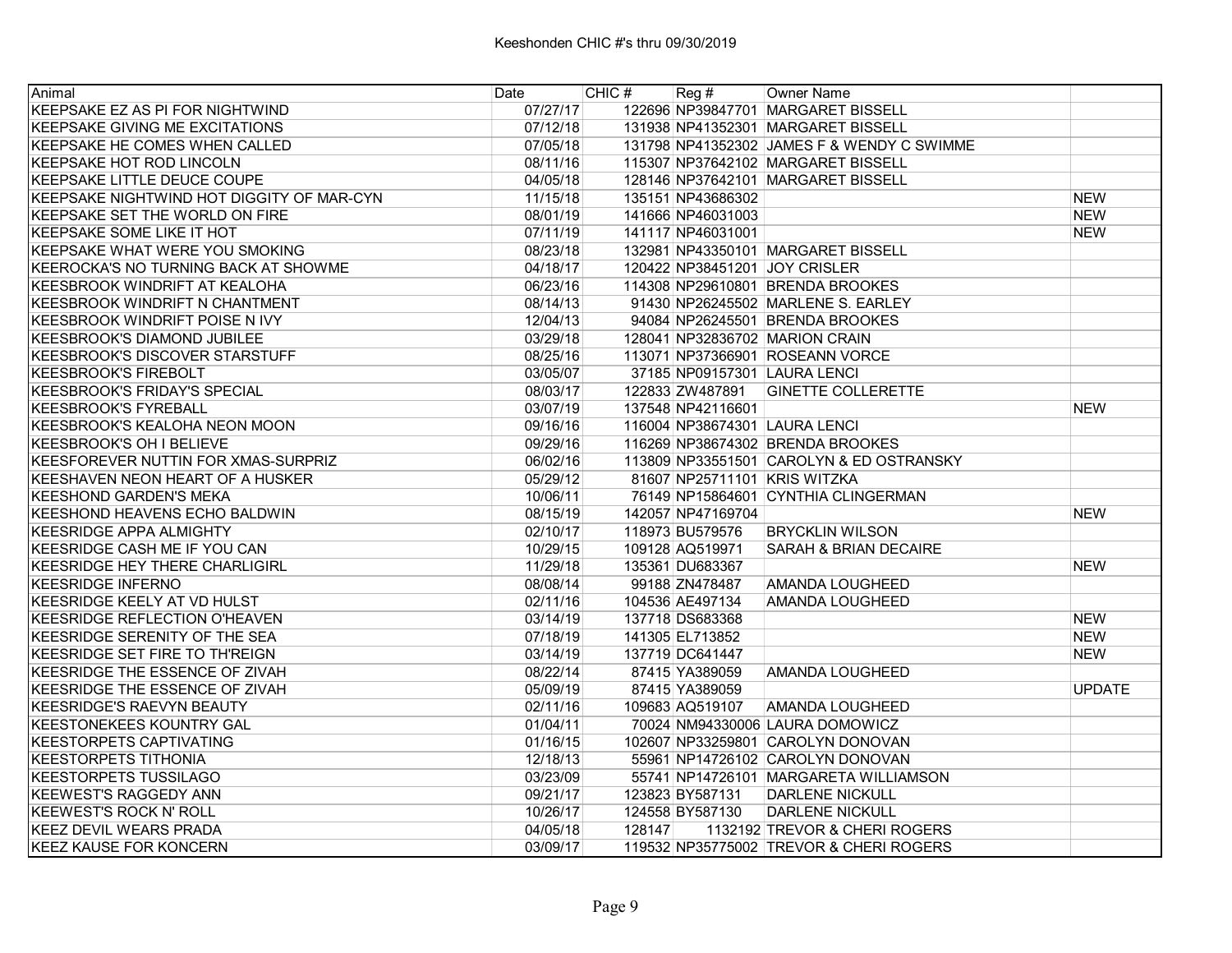# Keeshonden CHIC #'s thru 09/30/2019

| Animal | Date | CHIC # | Reg # | Owner Name | |
|---|---|---|---|---|---|
| KEEPSAKE EZ AS PI FOR NIGHTWIND | 07/27/17 | 122696 | NP39847701 | MARGARET BISSELL | |
| KEEPSAKE GIVING ME EXCITATIONS | 07/12/18 | 131938 | NP41352301 | MARGARET BISSELL | |
| KEEPSAKE HE COMES WHEN CALLED | 07/05/18 | 131798 | NP41352302 | JAMES F & WENDY C SWIMME | |
| KEEPSAKE HOT ROD LINCOLN | 08/11/16 | 115307 | NP37642102 | MARGARET BISSELL | |
| KEEPSAKE LITTLE DEUCE COUPE | 04/05/18 | 128146 | NP37642101 | MARGARET BISSELL | |
| KEEPSAKE NIGHTWIND HOT DIGGITY OF MAR-CYN | 11/15/18 | 135151 | NP43686302 | | NEW |
| KEEPSAKE SET THE WORLD ON FIRE | 08/01/19 | 141666 | NP46031003 | | NEW |
| KEEPSAKE SOME LIKE IT HOT | 07/11/19 | 141117 | NP46031001 | | NEW |
| KEEPSAKE WHAT WERE YOU SMOKING | 08/23/18 | 132981 | NP43350101 | MARGARET BISSELL | |
| KEEROCKA'S NO TURNING BACK AT SHOWME | 04/18/17 | 120422 | NP38451201 | JOY CRISLER | |
| KEESBROOK WINDRIFT AT KEALOHA | 06/23/16 | 114308 | NP29610801 | BRENDA BROOKES | |
| KEESBROOK WINDRIFT N CHANTMENT | 08/14/13 | 91430 | NP26245502 | MARLENE S. EARLEY | |
| KEESBROOK WINDRIFT POISE N IVY | 12/04/13 | 94084 | NP26245501 | BRENDA BROOKES | |
| KEESBROOK'S DIAMOND JUBILEE | 03/29/18 | 128041 | NP32836702 | MARION CRAIN | |
| KEESBROOK'S DISCOVER STARSTUFF | 08/25/16 | 113071 | NP37366901 | ROSEANN VORCE | |
| KEESBROOK'S FIREBOLT | 03/05/07 | 37185 | NP09157301 | LAURA LENCI | |
| KEESBROOK'S FRIDAY'S SPECIAL | 08/03/17 | 122833 | ZW487891 | GINETTE COLLERETTE | |
| KEESBROOK'S FYREBALL | 03/07/19 | 137548 | NP42116601 | | NEW |
| KEESBROOK'S KEALOHA NEON MOON | 09/16/16 | 116004 | NP38674301 | LAURA LENCI | |
| KEESBROOK'S OH I BELIEVE | 09/29/16 | 116269 | NP38674302 | BRENDA BROOKES | |
| KEESFOREVER NUTTIN FOR XMAS-SURPRIZ | 06/02/16 | 113809 | NP33551501 | CAROLYN & ED OSTRANSKY | |
| KEESHAVEN NEON HEART OF A HUSKER | 05/29/12 | 81607 | NP25711101 | KRIS WITZKA | |
| KEESHOND GARDEN'S MEKA | 10/06/11 | 76149 | NP15864601 | CYNTHIA CLINGERMAN | |
| KEESHOND HEAVENS ECHO BALDWIN | 08/15/19 | 142057 | NP47169704 | | NEW |
| KEESRIDGE APPA ALMIGHTY | 02/10/17 | 118973 | BU579576 | BRYCKLIN WILSON | |
| KEESRIDGE CASH ME IF YOU CAN | 10/29/15 | 109128 | AQ519971 | SARAH & BRIAN DECAIRE | |
| KEESRIDGE HEY THERE CHARLIGIRL | 11/29/18 | 135361 | DU683367 | | NEW |
| KEESRIDGE INFERNO | 08/08/14 | 99188 | ZN478487 | AMANDA LOUGHEED | |
| KEESRIDGE KEELY AT VD HULST | 02/11/16 | 104536 | AE497134 | AMANDA LOUGHEED | |
| KEESRIDGE REFLECTION O'HEAVEN | 03/14/19 | 137718 | DS683368 | | NEW |
| KEESRIDGE SERENITY OF THE SEA | 07/18/19 | 141305 | EL713852 | | NEW |
| KEESRIDGE SET FIRE TO TH'REIGN | 03/14/19 | 137719 | DC641447 | | NEW |
| KEESRIDGE THE ESSENCE OF ZIVAH | 08/22/14 | 87415 | YA389059 | AMANDA LOUGHEED | |
| KEESRIDGE THE ESSENCE OF ZIVAH | 05/09/19 | 87415 | YA389059 | | UPDATE |
| KEESRIDGE'S RAEVYN BEAUTY | 02/11/16 | 109683 | AQ519107 | AMANDA LOUGHEED | |
| KEESTONEKEES KOUNTRY GAL | 01/04/11 | 70024 | NM94330006 | LAURA DOMOWICZ | |
| KEESTORPETS CAPTIVATING | 01/16/15 | 102607 | NP33259801 | CAROLYN DONOVAN | |
| KEESTORPETS TITHONIA | 12/18/13 | 55961 | NP14726102 | CAROLYN DONOVAN | |
| KEESTORPETS TUSSILAGO | 03/23/09 | 55741 | NP14726101 | MARGARETA WILLIAMSON | |
| KEEWEST'S RAGGEDY ANN | 09/21/17 | 123823 | BY587131 | DARLENE NICKULL | |
| KEEWEST'S ROCK N' ROLL | 10/26/17 | 124558 | BY587130 | DARLENE NICKULL | |
| KEEZ DEVIL WEARS PRADA | 04/05/18 | 128147 | 1132192 | TREVOR & CHERI ROGERS | |
| KEEZ KAUSE FOR KONCERN | 03/09/17 | 119532 | NP35775002 | TREVOR & CHERI ROGERS | |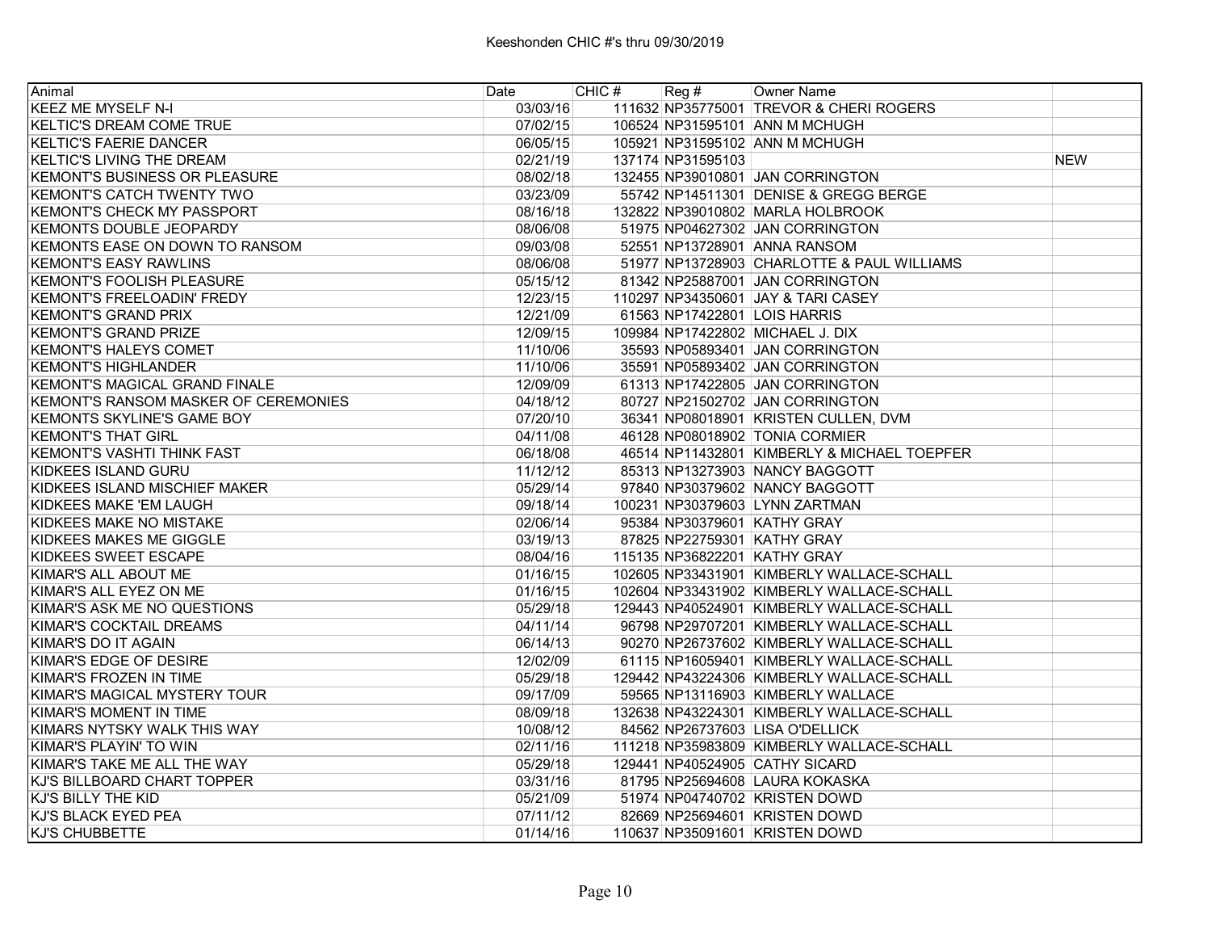# Keeshonden CHIC #'s thru 09/30/2019

| Animal | Date | CHIC # | Reg # | Owner Name | |
|---|---|---|---|---|---|
| KEEZ ME MYSELF N-I | 03/03/16 | 111632 | NP35775001 | TREVOR & CHERI ROGERS | |
| KELTIC'S DREAM COME TRUE | 07/02/15 | 106524 | NP31595101 | ANN M MCHUGH | |
| KELTIC'S FAERIE DANCER | 06/05/15 | 105921 | NP31595102 | ANN M MCHUGH | |
| KELTIC'S LIVING THE DREAM | 02/21/19 | 137174 | NP31595103 | | NEW |
| KEMONT'S BUSINESS OR PLEASURE | 08/02/18 | 132455 | NP39010801 | JAN CORRINGTON | |
| KEMONT'S CATCH TWENTY TWO | 03/23/09 | 55742 | NP14511301 | DENISE & GREGG BERGE | |
| KEMONT'S CHECK MY PASSPORT | 08/16/18 | 132822 | NP39010802 | MARLA HOLBROOK | |
| KEMONTS DOUBLE JEOPARDY | 08/06/08 | 51975 | NP04627302 | JAN CORRINGTON | |
| KEMONTS EASE ON DOWN TO RANSOM | 09/03/08 | 52551 | NP13728901 | ANNA RANSOM | |
| KEMONT'S EASY RAWLINS | 08/06/08 | 51977 | NP13728903 | CHARLOTTE & PAUL WILLIAMS | |
| KEMONT'S FOOLISH PLEASURE | 05/15/12 | 81342 | NP25887001 | JAN CORRINGTON | |
| KEMONT'S FREELOADIN' FREDY | 12/23/15 | 110297 | NP34350601 | JAY & TARI CASEY | |
| KEMONT'S GRAND PRIX | 12/21/09 | 61563 | NP17422801 | LOIS HARRIS | |
| KEMONT'S GRAND PRIZE | 12/09/15 | 109984 | NP17422802 | MICHAEL J. DIX | |
| KEMONT'S HALEYS COMET | 11/10/06 | 35593 | NP05893401 | JAN CORRINGTON | |
| KEMONT'S HIGHLANDER | 11/10/06 | 35591 | NP05893402 | JAN CORRINGTON | |
| KEMONT'S MAGICAL GRAND FINALE | 12/09/09 | 61313 | NP17422805 | JAN CORRINGTON | |
| KEMONT'S RANSOM MASKER OF CEREMONIES | 04/18/12 | 80727 | NP21502702 | JAN CORRINGTON | |
| KEMONTS SKYLINE'S GAME BOY | 07/20/10 | 36341 | NP08018901 | KRISTEN CULLEN, DVM | |
| KEMONT'S THAT GIRL | 04/11/08 | 46128 | NP08018902 | TONIA CORMIER | |
| KEMONT'S VASHTI THINK FAST | 06/18/08 | 46514 | NP11432801 | KIMBERLY & MICHAEL TOEPFER | |
| KIDKEES ISLAND GURU | 11/12/12 | 85313 | NP13273903 | NANCY BAGGOTT | |
| KIDKEES ISLAND MISCHIEF MAKER | 05/29/14 | 97840 | NP30379602 | NANCY BAGGOTT | |
| KIDKEES MAKE 'EM LAUGH | 09/18/14 | 100231 | NP30379603 | LYNN ZARTMAN | |
| KIDKEES MAKE NO MISTAKE | 02/06/14 | 95384 | NP30379601 | KATHY GRAY | |
| KIDKEES MAKES ME GIGGLE | 03/19/13 | 87825 | NP22759301 | KATHY GRAY | |
| KIDKEES SWEET ESCAPE | 08/04/16 | 115135 | NP36822201 | KATHY GRAY | |
| KIMAR'S ALL ABOUT ME | 01/16/15 | 102605 | NP33431901 | KIMBERLY WALLACE-SCHALL | |
| KIMAR'S ALL EYEZ ON ME | 01/16/15 | 102604 | NP33431902 | KIMBERLY WALLACE-SCHALL | |
| KIMAR'S ASK ME NO QUESTIONS | 05/29/18 | 129443 | NP40524901 | KIMBERLY WALLACE-SCHALL | |
| KIMAR'S COCKTAIL DREAMS | 04/11/14 | 96798 | NP29707201 | KIMBERLY WALLACE-SCHALL | |
| KIMAR'S DO IT AGAIN | 06/14/13 | 90270 | NP26737602 | KIMBERLY WALLACE-SCHALL | |
| KIMAR'S EDGE OF DESIRE | 12/02/09 | 61115 | NP16059401 | KIMBERLY WALLACE-SCHALL | |
| KIMAR'S FROZEN IN TIME | 05/29/18 | 129442 | NP43224306 | KIMBERLY WALLACE-SCHALL | |
| KIMAR'S MAGICAL MYSTERY TOUR | 09/17/09 | 59565 | NP13116903 | KIMBERLY WALLACE | |
| KIMAR'S MOMENT IN TIME | 08/09/18 | 132638 | NP43224301 | KIMBERLY WALLACE-SCHALL | |
| KIMARS NYTSKY WALK THIS WAY | 10/08/12 | 84562 | NP26737603 | LISA O'DELLICK | |
| KIMAR'S PLAYIN' TO WIN | 02/11/16 | 111218 | NP35983809 | KIMBERLY WALLACE-SCHALL | |
| KIMAR'S TAKE ME ALL THE WAY | 05/29/18 | 129441 | NP40524905 | CATHY SICARD | |
| KJ'S BILLBOARD CHART TOPPER | 03/31/16 | 81795 | NP25694608 | LAURA KOKASKA | |
| KJ'S BILLY THE KID | 05/21/09 | 51974 | NP04740702 | KRISTEN DOWD | |
| KJ'S BLACK EYED PEA | 07/11/12 | 82669 | NP25694601 | KRISTEN DOWD | |
| KJ'S CHUBBETTE | 01/14/16 | 110637 | NP35091601 | KRISTEN DOWD | |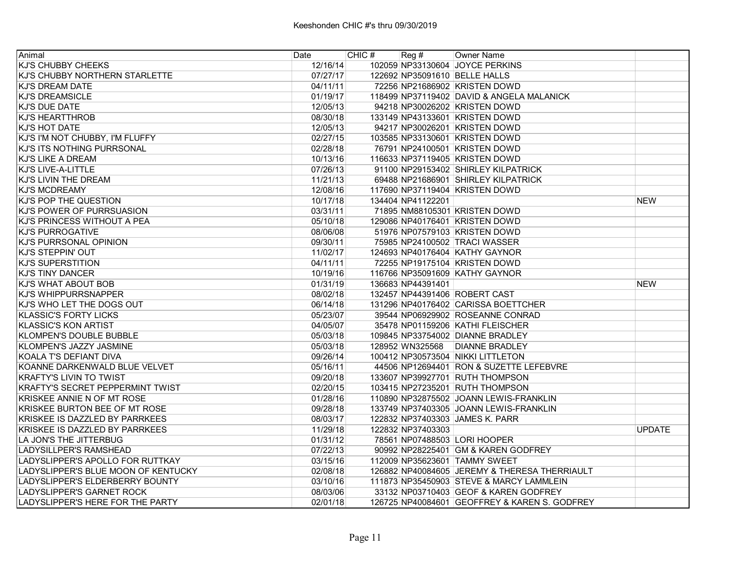Keeshonden CHIC #'s thru 09/30/2019

| Animal | Date | CHIC # | Reg # | Owner Name | |
|---|---|---|---|---|---|
| KJ'S CHUBBY CHEEKS | 12/16/14 | 102059 | NP33130604 | JOYCE PERKINS | |
| KJ'S CHUBBY NORTHERN STARLETTE | 07/27/17 | 122692 | NP35091610 | BELLE HALLS | |
| KJ'S DREAM DATE | 04/11/11 | 72256 | NP21686902 | KRISTEN DOWD | |
| KJ'S DREAMSICLE | 01/19/17 | 118499 | NP37119402 | DAVID & ANGELA MALANICK | |
| KJ'S DUE DATE | 12/05/13 | 94218 | NP30026202 | KRISTEN DOWD | |
| KJ'S HEARTTHROB | 08/30/18 | 133149 | NP43133601 | KRISTEN DOWD | |
| KJ'S HOT DATE | 12/05/13 | 94217 | NP30026201 | KRISTEN DOWD | |
| KJ'S I'M NOT CHUBBY, I'M FLUFFY | 02/27/15 | 103585 | NP33130601 | KRISTEN DOWD | |
| KJ'S ITS NOTHING PURRSONAL | 02/28/18 | 76791 | NP24100501 | KRISTEN DOWD | |
| KJ'S LIKE A DREAM | 10/13/16 | 116633 | NP37119405 | KRISTEN DOWD | |
| KJ'S LIVE-A-LITTLE | 07/26/13 | 91100 | NP29153402 | SHIRLEY KILPATRICK | |
| KJ'S LIVIN THE DREAM | 11/21/13 | 69488 | NP21686901 | SHIRLEY KILPATRICK | |
| KJ'S MCDREAMY | 12/08/16 | 117690 | NP37119404 | KRISTEN DOWD | |
| KJ'S POP THE QUESTION | 10/17/18 | 134404 | NP41122201 | | NEW |
| KJ'S POWER OF PURRSUASION | 03/31/11 | 71895 | NM88105301 | KRISTEN DOWD | |
| KJ'S PRINCESS WITHOUT A PEA | 05/10/18 | 129086 | NP40176401 | KRISTEN DOWD | |
| KJ'S PURROGATIVE | 08/06/08 | 51976 | NP07579103 | KRISTEN DOWD | |
| KJ'S PURRSONAL OPINION | 09/30/11 | 75985 | NP24100502 | TRACI WASSER | |
| KJ'S STEPPIN' OUT | 11/02/17 | 124693 | NP40176404 | KATHY GAYNOR | |
| KJ'S SUPERSTITION | 04/11/11 | 72255 | NP19175104 | KRISTEN DOWD | |
| KJ'S TINY DANCER | 10/19/16 | 116766 | NP35091609 | KATHY GAYNOR | |
| KJ'S WHAT ABOUT BOB | 01/31/19 | 136683 | NP44391401 | | NEW |
| KJ'S WHIPPURRSNAPPER | 08/02/18 | 132457 | NP44391406 | ROBERT CAST | |
| KJ'S WHO LET THE DOGS OUT | 06/14/18 | 131296 | NP40176402 | CARISSA BOETTCHER | |
| KLASSIC'S FORTY LICKS | 05/23/07 | 39544 | NP06929902 | ROSEANNE CONRAD | |
| KLASSIC'S KON ARTIST | 04/05/07 | 35478 | NP01159206 | KATHI FLEISCHER | |
| KLOMPEN'S DOUBLE BUBBLE | 05/03/18 | 109845 | NP33754002 | DIANNE BRADLEY | |
| KLOMPEN'S JAZZY JASMINE | 05/03/18 | 128952 | WN325568 | DIANNE BRADLEY | |
| KOALA T'S DEFIANT DIVA | 09/26/14 | 100412 | NP30573504 | NIKKI LITTLETON | |
| KOANNE DARKENWALD BLUE VELVET | 05/16/11 | 44506 | NP12694401 | RON & SUZETTE LEFEBVRE | |
| KRAFTY'S LIVIN TO TWIST | 09/20/18 | 133607 | NP39927701 | RUTH THOMPSON | |
| KRAFTY'S SECRET PEPPERMINT TWIST | 02/20/15 | 103415 | NP27235201 | RUTH THOMPSON | |
| KRISKEE ANNIE N OF MT ROSE | 01/28/16 | 110890 | NP32875502 | JOANN LEWIS-FRANKLIN | |
| KRISKEE BURTON BEE OF MT ROSE | 09/28/18 | 133749 | NP37403305 | JOANN LEWIS-FRANKLIN | |
| KRISKEE IS DAZZLED BY PARRKEES | 08/03/17 | 122832 | NP37403303 | JAMES K. PARR | |
| KRISKEE IS DAZZLED BY PARRKEES | 11/29/18 | 122832 | NP37403303 | | UPDATE |
| LA JON'S THE JITTERBUG | 01/31/12 | 78561 | NP07488503 | LORI HOOPER | |
| LADYSILLPER'S RAMSHEAD | 07/22/13 | 90992 | NP28225401 | GM & KAREN GODFREY | |
| LADYSLIPPER'S APOLLO FOR RUTTKAY | 03/15/16 | 112009 | NP35623601 | TAMMY SWEET | |
| LADYSLIPPER'S BLUE MOON OF KENTUCKY | 02/08/18 | 126882 | NP40084605 | JEREMY & THERESA THERRIAULT | |
| LADYSLIPPER'S ELDERBERRY BOUNTY | 03/10/16 | 111873 | NP35450903 | STEVE & MARCY LAMMLEIN | |
| LADYSLIPPER'S GARNET ROCK | 08/03/06 | 33132 | NP03710403 | GEOF & KAREN GODFREY | |
| LADYSLIPPER'S HERE FOR THE PARTY | 02/01/18 | 126725 | NP40084601 | GEOFFREY & KAREN S. GODFREY | |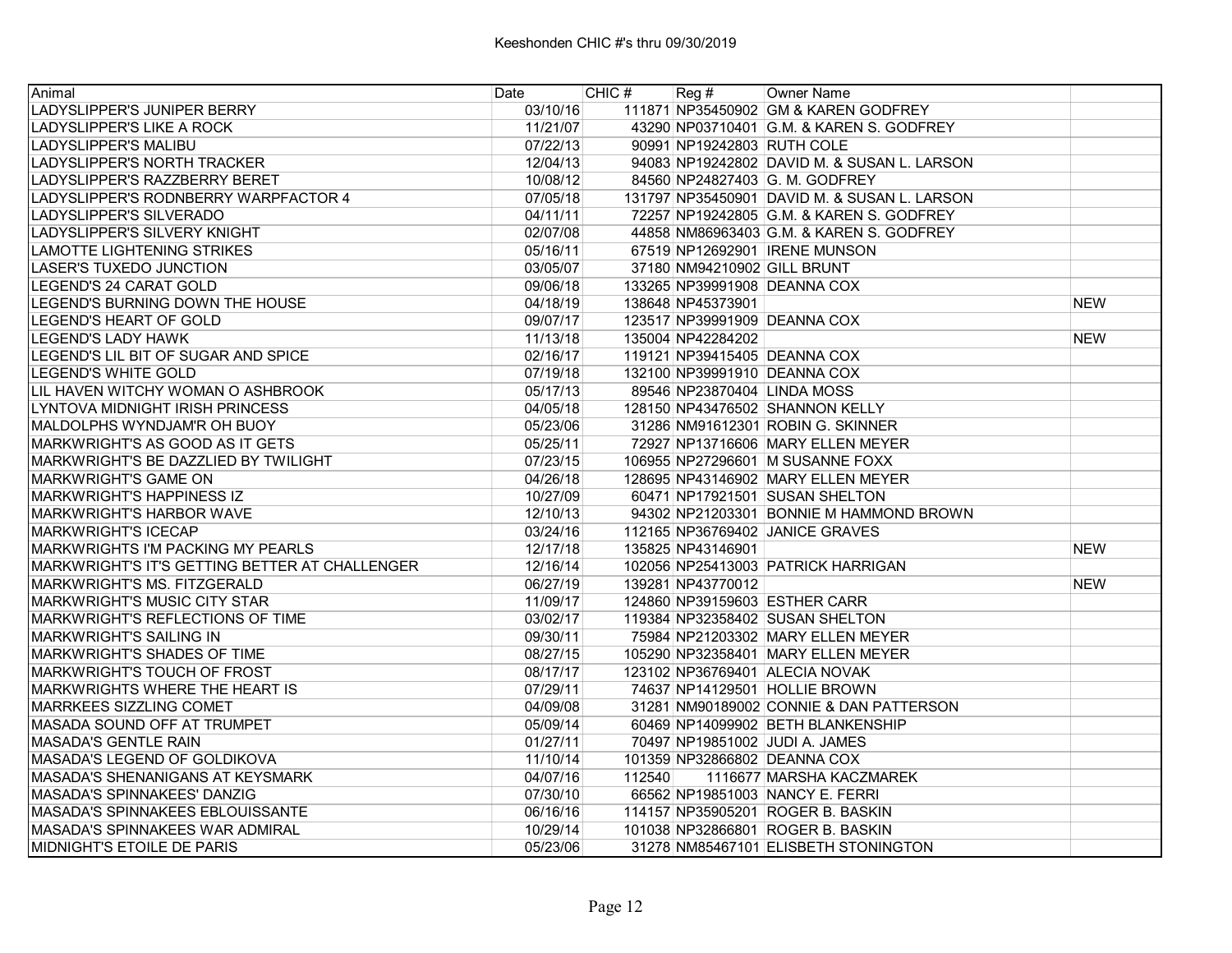| Animal | Date | CHIC # | Reg # | Owner Name | |
|---|---|---|---|---|---|
| LADYSLIPPER'S JUNIPER BERRY | 03/10/16 | 111871 | NP35450902 | GM & KAREN GODFREY | |
| LADYSLIPPER'S LIKE A ROCK | 11/21/07 | 43290 | NP03710401 | G.M. & KAREN S. GODFREY | |
| LADYSLIPPER'S MALIBU | 07/22/13 | 90991 | NP19242803 | RUTH COLE | |
| LADYSLIPPER'S NORTH TRACKER | 12/04/13 | 94083 | NP19242802 | DAVID M. & SUSAN L. LARSON | |
| LADYSLIPPER'S RAZZBERRY BERET | 10/08/12 | 84560 | NP24827403 | G. M. GODFREY | |
| LADYSLIPPER'S RODNBERRY WARPFACTOR 4 | 07/05/18 | 131797 | NP35450901 | DAVID M. & SUSAN L. LARSON | |
| LADYSLIPPER'S SILVERADO | 04/11/11 | 72257 | NP19242805 | G.M. & KAREN S. GODFREY | |
| LADYSLIPPER'S SILVERY KNIGHT | 02/07/08 | 44858 | NM86963403 | G.M. & KAREN S. GODFREY | |
| LAMOTTE LIGHTENING STRIKES | 05/16/11 | 67519 | NP12692901 | IRENE MUNSON | |
| LASER'S TUXEDO JUNCTION | 03/05/07 | 37180 | NM94210902 | GILL BRUNT | |
| LEGEND'S 24 CARAT GOLD | 09/06/18 | 133265 | NP39991908 | DEANNA COX | |
| LEGEND'S BURNING DOWN THE HOUSE | 04/18/19 | 138648 | NP45373901 | | NEW |
| LEGEND'S HEART OF GOLD | 09/07/17 | 123517 | NP39991909 | DEANNA COX | |
| LEGEND'S LADY HAWK | 11/13/18 | 135004 | NP42284202 | | NEW |
| LEGEND'S LIL BIT OF SUGAR AND SPICE | 02/16/17 | 119121 | NP39415405 | DEANNA COX | |
| LEGEND'S WHITE GOLD | 07/19/18 | 132100 | NP39991910 | DEANNA COX | |
| LIL HAVEN WITCHY WOMAN O ASHBROOK | 05/17/13 | 89546 | NP23870404 | LINDA MOSS | |
| LYNTOVA MIDNIGHT IRISH PRINCESS | 04/05/18 | 128150 | NP43476502 | SHANNON KELLY | |
| MALDOLPHS WYNDJAM'R OH BUOY | 05/23/06 | 31286 | NM91612301 | ROBIN G. SKINNER | |
| MARKWRIGHT'S AS GOOD AS IT GETS | 05/25/11 | 72927 | NP13716606 | MARY ELLEN MEYER | |
| MARKWRIGHT'S BE DAZZLIED BY TWILIGHT | 07/23/15 | 106955 | NP27296601 | M SUSANNE FOXX | |
| MARKWRIGHT'S GAME ON | 04/26/18 | 128695 | NP43146902 | MARY ELLEN MEYER | |
| MARKWRIGHT'S HAPPINESS IZ | 10/27/09 | 60471 | NP17921501 | SUSAN SHELTON | |
| MARKWRIGHT'S HARBOR WAVE | 12/10/13 | 94302 | NP21203301 | BONNIE M HAMMOND BROWN | |
| MARKWRIGHT'S ICECAP | 03/24/16 | 112165 | NP36769402 | JANICE GRAVES | |
| MARKWRIGHTS I'M PACKING MY PEARLS | 12/17/18 | 135825 | NP43146901 | | NEW |
| MARKWRIGHT'S IT'S GETTING BETTER AT CHALLENGER | 12/16/14 | 102056 | NP25413003 | PATRICK HARRIGAN | |
| MARKWRIGHT'S MS. FITZGERALD | 06/27/19 | 139281 | NP43770012 | | NEW |
| MARKWRIGHT'S MUSIC CITY STAR | 11/09/17 | 124860 | NP39159603 | ESTHER CARR | |
| MARKWRIGHT'S REFLECTIONS OF TIME | 03/02/17 | 119384 | NP32358402 | SUSAN SHELTON | |
| MARKWRIGHT'S SAILING IN | 09/30/11 | 75984 | NP21203302 | MARY ELLEN MEYER | |
| MARKWRIGHT'S SHADES OF TIME | 08/27/15 | 105290 | NP32358401 | MARY ELLEN MEYER | |
| MARKWRIGHT'S TOUCH OF FROST | 08/17/17 | 123102 | NP36769401 | ALECIA NOVAK | |
| MARKWRIGHTS WHERE THE HEART IS | 07/29/11 | 74637 | NP14129501 | HOLLIE BROWN | |
| MARRKEES SIZZLING COMET | 04/09/08 | 31281 | NM90189002 | CONNIE & DAN PATTERSON | |
| MASADA SOUND OFF AT TRUMPET | 05/09/14 | 60469 | NP14099902 | BETH BLANKENSHIP | |
| MASADA'S GENTLE RAIN | 01/27/11 | 70497 | NP19851002 | JUDI A. JAMES | |
| MASADA'S LEGEND OF GOLDIKOVA | 11/10/14 | 101359 | NP32866802 | DEANNA COX | |
| MASADA'S SHENANIGANS AT KEYSMARK | 04/07/16 | 112540 | 1116677 | MARSHA KACZMAREK | |
| MASADA'S SPINNAKEES' DANZIG | 07/30/10 | 66562 | NP19851003 | NANCY E. FERRI | |
| MASADA'S SPINNAKEES EBLOUISSANTE | 06/16/16 | 114157 | NP35905201 | ROGER B. BASKIN | |
| MASADA'S SPINNAKEES WAR ADMIRAL | 10/29/14 | 101038 | NP32866801 | ROGER B. BASKIN | |
| MIDNIGHT'S ETOILE DE PARIS | 05/23/06 | 31278 | NM85467101 | ELISBETH STONINGTON | |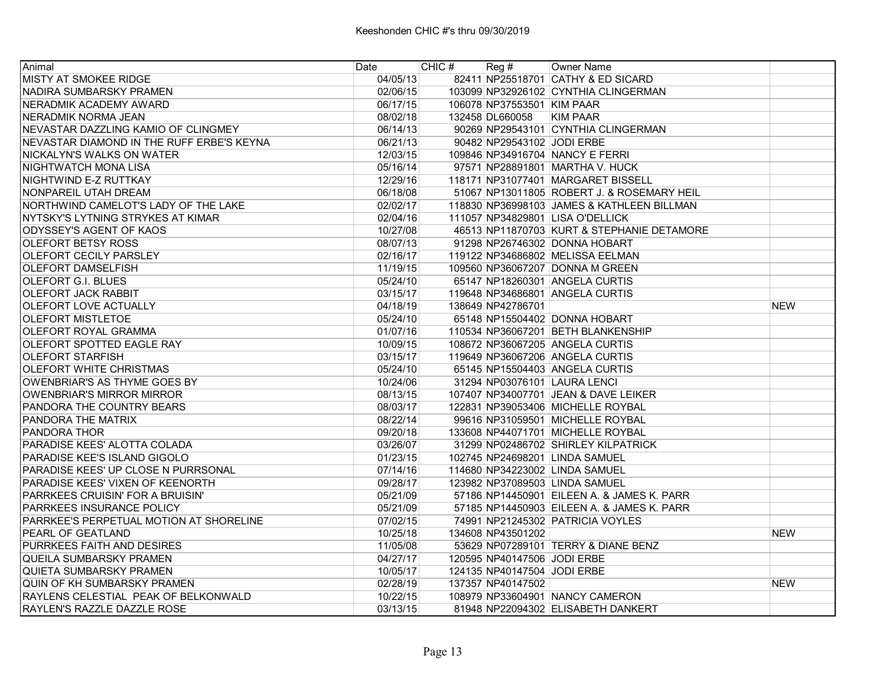| Animal | Date | CHIC # | Reg # | Owner Name | |
|---|---|---|---|---|---|
| MISTY AT SMOKEE RIDGE | 04/05/13 | 82411 | NP25518701 | CATHY & ED SICARD | |
| NADIRA SUMBARSKY PRAMEN | 02/06/15 | 103099 | NP32926102 | CYNTHIA CLINGERMAN | |
| NERADMIK ACADEMY AWARD | 06/17/15 | 106078 | NP37553501 | KIM PAAR | |
| NERADMIK NORMA JEAN | 08/02/18 | 132458 | DL660058 | KIM PAAR | |
| NEVASTAR DAZZLING KAMIO OF CLINGMEY | 06/14/13 | 90269 | NP29543101 | CYNTHIA CLINGERMAN | |
| NEVASTAR DIAMOND IN THE RUFF ERBE'S KEYNA | 06/21/13 | 90482 | NP29543102 | JODI ERBE | |
| NICKALYN'S WALKS ON WATER | 12/03/15 | 109846 | NP34916704 | NANCY E FERRI | |
| NIGHTWATCH MONA LISA | 05/16/14 | 97571 | NP28891801 | MARTHA V. HUCK | |
| NIGHTWIND E-Z RUTTKAY | 12/29/16 | 118171 | NP31077401 | MARGARET BISSELL | |
| NONPAREIL UTAH DREAM | 06/18/08 | 51067 | NP13011805 | ROBERT J. & ROSEMARY HEIL | |
| NORTHWIND CAMELOT'S LADY OF THE LAKE | 02/02/17 | 118830 | NP36998103 | JAMES & KATHLEEN BILLMAN | |
| NYTSKY'S LYTNING STRYKES AT KIMAR | 02/04/16 | 111057 | NP34829801 | LISA O'DELLICK | |
| ODYSSEY'S AGENT OF KAOS | 10/27/08 | 46513 | NP11870703 | KURT & STEPHANIE DETAMORE | |
| OLEFORT BETSY ROSS | 08/07/13 | 91298 | NP26746302 | DONNA HOBART | |
| OLEFORT CECILY PARSLEY | 02/16/17 | 119122 | NP34686802 | MELISSA EELMAN | |
| OLEFORT DAMSELFISH | 11/19/15 | 109560 | NP36067207 | DONNA M GREEN | |
| OLEFORT G.I. BLUES | 05/24/10 | 65147 | NP18260301 | ANGELA CURTIS | |
| OLEFORT JACK RABBIT | 03/15/17 | 119648 | NP34686801 | ANGELA CURTIS | |
| OLEFORT LOVE ACTUALLY | 04/18/19 | 138649 | NP42786701 | | NEW |
| OLEFORT MISTLETOE | 05/24/10 | 65148 | NP15504402 | DONNA HOBART | |
| OLEFORT ROYAL GRAMMA | 01/07/16 | 110534 | NP36067201 | BETH BLANKENSHIP | |
| OLEFORT SPOTTED EAGLE RAY | 10/09/15 | 108672 | NP36067205 | ANGELA CURTIS | |
| OLEFORT STARFISH | 03/15/17 | 119649 | NP36067206 | ANGELA CURTIS | |
| OLEFORT WHITE CHRISTMAS | 05/24/10 | 65145 | NP15504403 | ANGELA CURTIS | |
| OWENBRIAR'S AS THYME GOES BY | 10/24/06 | 31294 | NP03076101 | LAURA LENCI | |
| OWENBRIAR'S MIRROR MIRROR | 08/13/15 | 107407 | NP34007701 | JEAN & DAVE LEIKER | |
| PANDORA THE COUNTRY BEARS | 08/03/17 | 122831 | NP39053406 | MICHELLE ROYBAL | |
| PANDORA THE MATRIX | 08/22/14 | 99616 | NP31059501 | MICHELLE ROYBAL | |
| PANDORA THOR | 09/20/18 | 133608 | NP44071701 | MICHELLE ROYBAL | |
| PARADISE KEES' ALOTTA COLADA | 03/26/07 | 31299 | NP02486702 | SHIRLEY KILPATRICK | |
| PARADISE KEE'S ISLAND GIGOLO | 01/23/15 | 102745 | NP24698201 | LINDA SAMUEL | |
| PARADISE KEES' UP CLOSE N PURRSONAL | 07/14/16 | 114680 | NP34223002 | LINDA SAMUEL | |
| PARADISE KEES' VIXEN OF KEENORTH | 09/28/17 | 123982 | NP37089503 | LINDA SAMUEL | |
| PARRKEES CRUISIN' FOR A BRUISIN' | 05/21/09 | 57186 | NP14450901 | EILEEN A. & JAMES K. PARR | |
| PARRKEES INSURANCE POLICY | 05/21/09 | 57185 | NP14450903 | EILEEN A. & JAMES K. PARR | |
| PARRKEE'S PERPETUAL MOTION AT SHORELINE | 07/02/15 | 74991 | NP21245302 | PATRICIA VOYLES | |
| PEARL OF GEATLAND | 10/25/18 | 134608 | NP43501202 | | NEW |
| PURRKEES FAITH AND DESIRES | 11/05/08 | 53629 | NP07289101 | TERRY & DIANE BENZ | |
| QUEILA SUMBARSKY PRAMEN | 04/27/17 | 120595 | NP40147506 | JODI ERBE | |
| QUIETA SUMBARSKY PRAMEN | 10/05/17 | 124135 | NP40147504 | JODI ERBE | |
| QUIN OF KH SUMBARSKY PRAMEN | 02/28/19 | 137357 | NP40147502 | | NEW |
| RAYLENS CELESTIAL PEAK OF BELKONWALD | 10/22/15 | 108979 | NP33604901 | NANCY CAMERON | |
| RAYLEN'S RAZZLE DAZZLE ROSE | 03/13/15 | 81948 | NP22094302 | ELISABETH DANKERT | |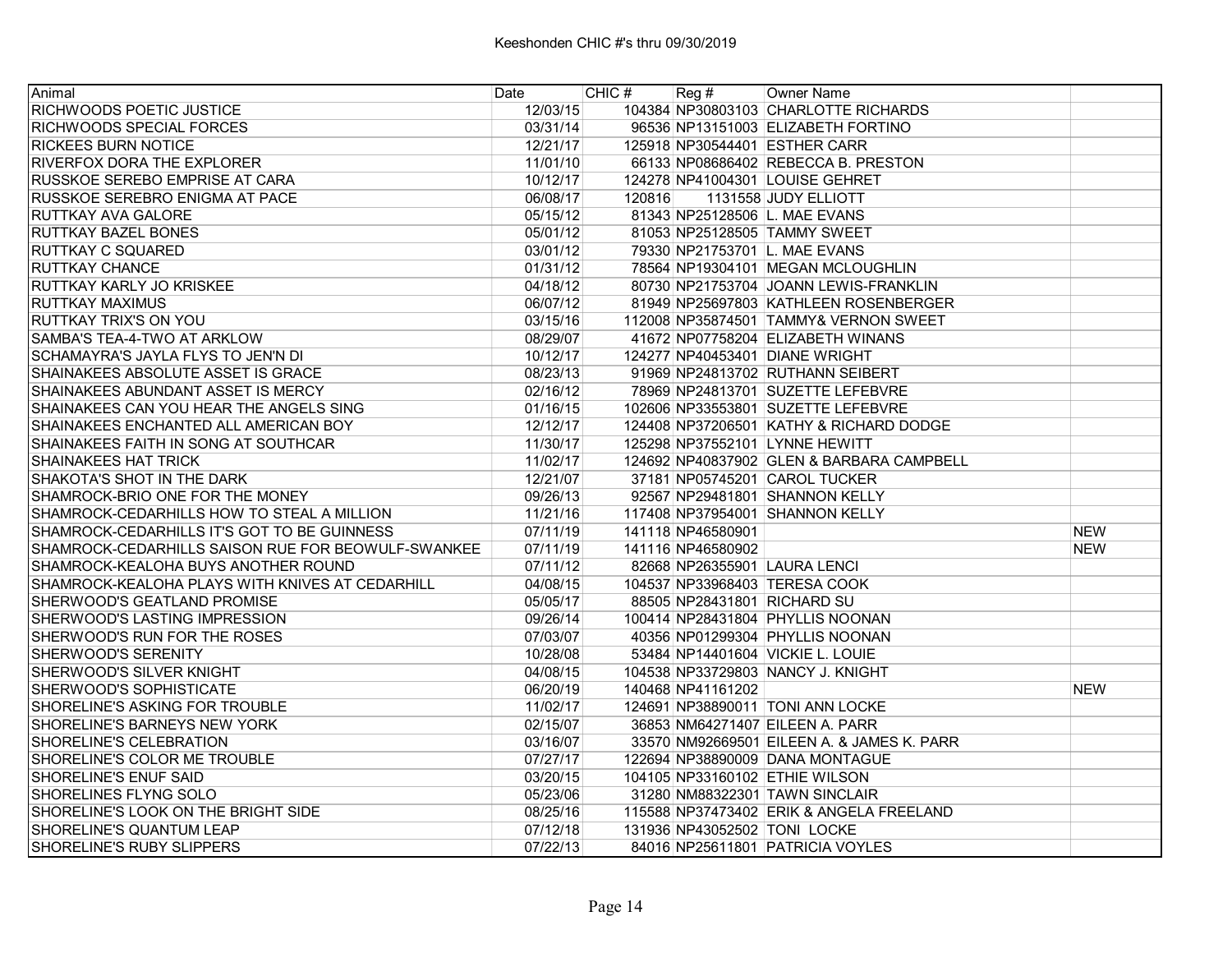| Animal | Date | CHIC # | Reg # | Owner Name | |
|---|---|---|---|---|---|
| RICHWOODS POETIC JUSTICE | 12/03/15 | 104384 | NP30803103 | CHARLOTTE RICHARDS | |
| RICHWOODS SPECIAL FORCES | 03/31/14 | 96536 | NP13151003 | ELIZABETH FORTINO | |
| RICKEES BURN NOTICE | 12/21/17 | 125918 | NP30544401 | ESTHER CARR | |
| RIVERFOX DORA THE EXPLORER | 11/01/10 | 66133 | NP08686402 | REBECCA B. PRESTON | |
| RUSSKOE SEREBO EMPRISE AT CARA | 10/12/17 | 124278 | NP41004301 | LOUISE GEHRET | |
| RUSSKOE SEREBRO ENIGMA AT PACE | 06/08/17 | 120816 | 1131558 | JUDY ELLIOTT | |
| RUTTKAY AVA GALORE | 05/15/12 | 81343 | NP25128506 | L. MAE EVANS | |
| RUTTKAY BAZEL BONES | 05/01/12 | 81053 | NP25128505 | TAMMY SWEET | |
| RUTTKAY C SQUARED | 03/01/12 | 79330 | NP21753701 | L. MAE EVANS | |
| RUTTKAY CHANCE | 01/31/12 | 78564 | NP19304101 | MEGAN MCLOUGHLIN | |
| RUTTKAY KARLY JO KRISKEE | 04/18/12 | 80730 | NP21753704 | JOANN LEWIS-FRANKLIN | |
| RUTTKAY MAXIMUS | 06/07/12 | 81949 | NP25697803 | KATHLEEN ROSENBERGER | |
| RUTTKAY TRIX'S ON YOU | 03/15/16 | 112008 | NP35874501 | TAMMY& VERNON SWEET | |
| SAMBA'S TEA-4-TWO AT ARKLOW | 08/29/07 | 41672 | NP07758204 | ELIZABETH WINANS | |
| SCHAMAYRA'S JAYLA FLYS TO JEN'N DI | 10/12/17 | 124277 | NP40453401 | DIANE WRIGHT | |
| SHAINAKEES ABSOLUTE ASSET IS GRACE | 08/23/13 | 91969 | NP24813702 | RUTHANN SEIBERT | |
| SHAINAKEES ABUNDANT ASSET IS MERCY | 02/16/12 | 78969 | NP24813701 | SUZETTE LEFEBVRE | |
| SHAINAKEES CAN YOU HEAR THE ANGELS SING | 01/16/15 | 102606 | NP33553801 | SUZETTE LEFEBVRE | |
| SHAINAKEES ENCHANTED ALL AMERICAN BOY | 12/12/17 | 124408 | NP37206501 | KATHY & RICHARD DODGE | |
| SHAINAKEES FAITH IN SONG AT SOUTHCAR | 11/30/17 | 125298 | NP37552101 | LYNNE HEWITT | |
| SHAINAKEES HAT TRICK | 11/02/17 | 124692 | NP40837902 | GLEN & BARBARA CAMPBELL | |
| SHAKOTA'S SHOT IN THE DARK | 12/21/07 | 37181 | NP05745201 | CAROL TUCKER | |
| SHAMROCK-BRIO ONE FOR THE MONEY | 09/26/13 | 92567 | NP29481801 | SHANNON KELLY | |
| SHAMROCK-CEDARHILLS HOW TO STEAL A MILLION | 11/21/16 | 117408 | NP37954001 | SHANNON KELLY | |
| SHAMROCK-CEDARHILLS IT'S GOT TO BE GUINNESS | 07/11/19 | 141118 | NP46580901 | | NEW |
| SHAMROCK-CEDARHILLS SAISON RUE FOR BEOWULF-SWANKEE | 07/11/19 | 141116 | NP46580902 | | NEW |
| SHAMROCK-KEALOHA BUYS ANOTHER ROUND | 07/11/12 | 82668 | NP26355901 | LAURA LENCI | |
| SHAMROCK-KEALOHA PLAYS WITH KNIVES AT CEDARHILL | 04/08/15 | 104537 | NP33968403 | TERESA COOK | |
| SHERWOOD'S GEATLAND PROMISE | 05/05/17 | 88505 | NP28431801 | RICHARD SU | |
| SHERWOOD'S LASTING IMPRESSION | 09/26/14 | 100414 | NP28431804 | PHYLLIS NOONAN | |
| SHERWOOD'S RUN FOR THE ROSES | 07/03/07 | 40356 | NP01299304 | PHYLLIS NOONAN | |
| SHERWOOD'S SERENITY | 10/28/08 | 53484 | NP14401604 | VICKIE L. LOUIE | |
| SHERWOOD'S SILVER KNIGHT | 04/08/15 | 104538 | NP33729803 | NANCY J. KNIGHT | |
| SHERWOOD'S SOPHISTICATE | 06/20/19 | 140468 | NP41161202 | | NEW |
| SHORELINE'S ASKING FOR TROUBLE | 11/02/17 | 124691 | NP38890011 | TONI ANN LOCKE | |
| SHORELINE'S BARNEYS NEW YORK | 02/15/07 | 36853 | NM64271407 | EILEEN A. PARR | |
| SHORELINE'S CELEBRATION | 03/16/07 | 33570 | NM92669501 | EILEEN A. & JAMES K. PARR | |
| SHORELINE'S COLOR ME TROUBLE | 07/27/17 | 122694 | NP38890009 | DANA MONTAGUE | |
| SHORELINE'S ENUF SAID | 03/20/15 | 104105 | NP33160102 | ETHIE WILSON | |
| SHORELINES FLYNG SOLO | 05/23/06 | 31280 | NM88322301 | TAWN SINCLAIR | |
| SHORELINE'S LOOK ON THE BRIGHT SIDE | 08/25/16 | 115588 | NP37473402 | ERIK & ANGELA FREELAND | |
| SHORELINE'S QUANTUM LEAP | 07/12/18 | 131936 | NP43052502 | TONI LOCKE | |
| SHORELINE'S RUBY SLIPPERS | 07/22/13 | 84016 | NP25611801 | PATRICIA VOYLES | |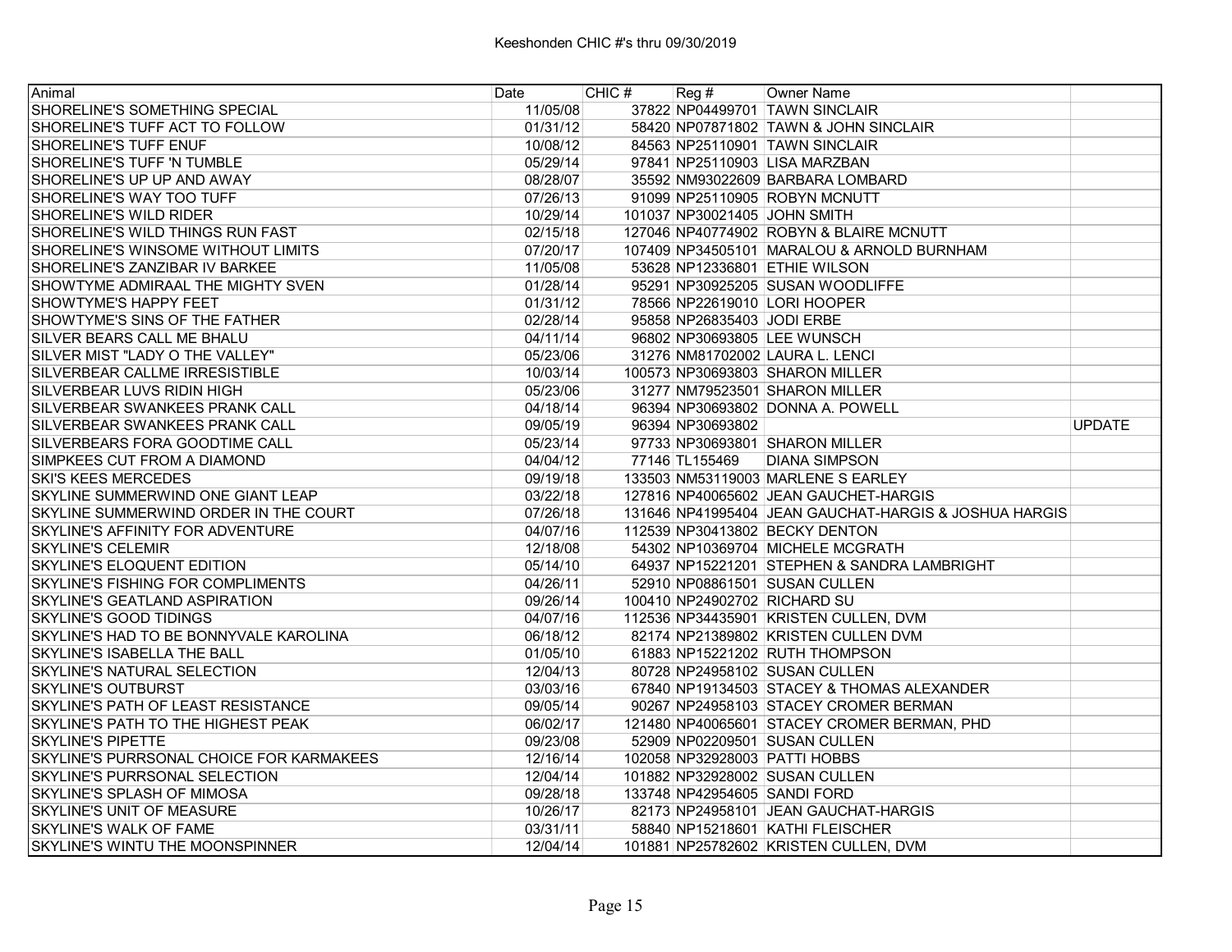# Keeshonden CHIC #'s thru 09/30/2019

| Animal | Date | CHIC # | Reg # | Owner Name | |
|---|---|---|---|---|---|
| SHORELINE'S SOMETHING SPECIAL | 11/05/08 | 37822 | NP04499701 | TAWN SINCLAIR | |
| SHORELINE'S TUFF ACT TO FOLLOW | 01/31/12 | 58420 | NP07871802 | TAWN & JOHN SINCLAIR | |
| SHORELINE'S TUFF ENUF | 10/08/12 | 84563 | NP25110901 | TAWN SINCLAIR | |
| SHORELINE'S TUFF 'N TUMBLE | 05/29/14 | 97841 | NP25110903 | LISA MARZBAN | |
| SHORELINE'S UP UP AND AWAY | 08/28/07 | 35592 | NM93022609 | BARBARA LOMBARD | |
| SHORELINE'S WAY TOO TUFF | 07/26/13 | 91099 | NP25110905 | ROBYN MCNUTT | |
| SHORELINE'S WILD RIDER | 10/29/14 | 101037 | NP30021405 | JOHN SMITH | |
| SHORELINE'S WILD THINGS RUN FAST | 02/15/18 | 127046 | NP40774902 | ROBYN & BLAIRE MCNUTT | |
| SHORELINE'S WINSOME WITHOUT LIMITS | 07/20/17 | 107409 | NP34505101 | MARALOU & ARNOLD BURNHAM | |
| SHORELINE'S ZANZIBAR IV BARKEE | 11/05/08 | 53628 | NP12336801 | ETHIE WILSON | |
| SHOWTYME ADMIRAAL THE MIGHTY SVEN | 01/28/14 | 95291 | NP30925205 | SUSAN WOODLIFFE | |
| SHOWTYME'S HAPPY FEET | 01/31/12 | 78566 | NP22619010 | LORI HOOPER | |
| SHOWTYME'S SINS OF THE FATHER | 02/28/14 | 95858 | NP26835403 | JODI ERBE | |
| SILVER BEARS CALL ME BHALU | 04/11/14 | 96802 | NP30693805 | LEE WUNSCH | |
| SILVER MIST "LADY O THE VALLEY" | 05/23/06 | 31276 | NM81702002 | LAURA L. LENCI | |
| SILVERBEAR CALLME IRRESISTIBLE | 10/03/14 | 100573 | NP30693803 | SHARON MILLER | |
| SILVERBEAR LUVS RIDIN HIGH | 05/23/06 | 31277 | NM79523501 | SHARON MILLER | |
| SILVERBEAR SWANKEES PRANK CALL | 04/18/14 | 96394 | NP30693802 | DONNA A. POWELL | |
| SILVERBEAR SWANKEES PRANK CALL | 09/05/19 | 96394 | NP30693802 | | UPDATE |
| SILVERBEARS FORA GOODTIME CALL | 05/23/14 | 97733 | NP30693801 | SHARON MILLER | |
| SIMPKEES CUT FROM A DIAMOND | 04/04/12 | 77146 | TL155469 | DIANA SIMPSON | |
| SKI'S KEES MERCEDES | 09/19/18 | 133503 | NM53119003 | MARLENE S EARLEY | |
| SKYLINE SUMMERWIND ONE GIANT LEAP | 03/22/18 | 127816 | NP40065602 | JEAN GAUCHET-HARGIS | |
| SKYLINE SUMMERWIND ORDER IN THE COURT | 07/26/18 | 131646 | NP41995404 | JEAN GAUCHAT-HARGIS & JOSHUA HARGIS | |
| SKYLINE'S AFFINITY FOR ADVENTURE | 04/07/16 | 112539 | NP30413802 | BECKY DENTON | |
| SKYLINE'S CELEMIR | 12/18/08 | 54302 | NP10369704 | MICHELE MCGRATH | |
| SKYLINE'S ELOQUENT EDITION | 05/14/10 | 64937 | NP15221201 | STEPHEN & SANDRA LAMBRIGHT | |
| SKYLINE'S FISHING FOR COMPLIMENTS | 04/26/11 | 52910 | NP08861501 | SUSAN CULLEN | |
| SKYLINE'S GEATLAND ASPIRATION | 09/26/14 | 100410 | NP24902702 | RICHARD SU | |
| SKYLINE'S GOOD TIDINGS | 04/07/16 | 112536 | NP34435901 | KRISTEN CULLEN, DVM | |
| SKYLINE'S HAD TO BE BONNYVALE KAROLINA | 06/18/12 | 82174 | NP21389802 | KRISTEN CULLEN DVM | |
| SKYLINE'S ISABELLA THE BALL | 01/05/10 | 61883 | NP15221202 | RUTH THOMPSON | |
| SKYLINE'S NATURAL SELECTION | 12/04/13 | 80728 | NP24958102 | SUSAN CULLEN | |
| SKYLINE'S OUTBURST | 03/03/16 | 67840 | NP19134503 | STACEY & THOMAS ALEXANDER | |
| SKYLINE'S PATH OF LEAST RESISTANCE | 09/05/14 | 90267 | NP24958103 | STACEY CROMER BERMAN | |
| SKYLINE'S PATH TO THE HIGHEST PEAK | 06/02/17 | 121480 | NP40065601 | STACEY CROMER BERMAN, PHD | |
| SKYLINE'S PIPETTE | 09/23/08 | 52909 | NP02209501 | SUSAN CULLEN | |
| SKYLINE'S PURRSONAL CHOICE FOR KARMAKEES | 12/16/14 | 102058 | NP32928003 | PATTI HOBBS | |
| SKYLINE'S PURRSONAL SELECTION | 12/04/14 | 101882 | NP32928002 | SUSAN CULLEN | |
| SKYLINE'S SPLASH OF MIMOSA | 09/28/18 | 133748 | NP42954605 | SANDI FORD | |
| SKYLINE'S UNIT OF MEASURE | 10/26/17 | 82173 | NP24958101 | JEAN GAUCHAT-HARGIS | |
| SKYLINE'S WALK OF FAME | 03/31/11 | 58840 | NP15218601 | KATHI FLEISCHER | |
| SKYLINE'S WINTU THE MOONSPINNER | 12/04/14 | 101881 | NP25782602 | KRISTEN CULLEN, DVM | |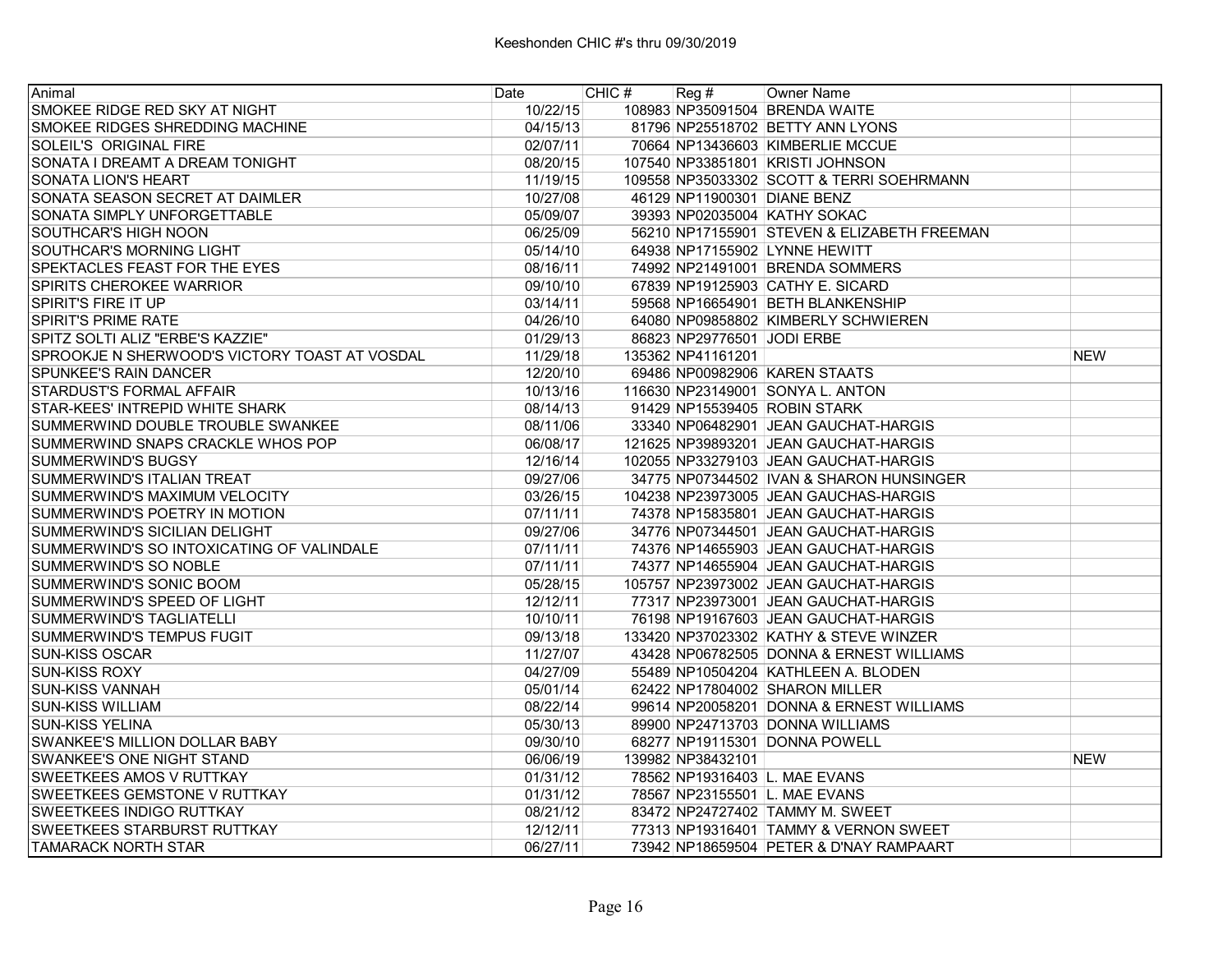# Keeshonden CHIC #'s thru 09/30/2019

| Animal | Date | CHIC # | Reg # | Owner Name | |
|---|---|---|---|---|---|
| SMOKEE RIDGE RED SKY AT NIGHT | 10/22/15 | 108983 | NP35091504 | BRENDA WAITE | |
| SMOKEE RIDGES SHREDDING MACHINE | 04/15/13 | 81796 | NP25518702 | BETTY ANN LYONS | |
| SOLEIL'S ORIGINAL FIRE | 02/07/11 | 70664 | NP13436603 | KIMBERLIE MCCUE | |
| SONATA I DREAMT A DREAM TONIGHT | 08/20/15 | 107540 | NP33851801 | KRISTI JOHNSON | |
| SONATA LION'S HEART | 11/19/15 | 109558 | NP35033302 | SCOTT & TERRI SOEHRMANN | |
| SONATA SEASON SECRET AT DAIMLER | 10/27/08 | 46129 | NP11900301 | DIANE BENZ | |
| SONATA SIMPLY UNFORGETTABLE | 05/09/07 | 39393 | NP02035004 | KATHY SOKAC | |
| SOUTHCAR'S HIGH NOON | 06/25/09 | 56210 | NP17155901 | STEVEN & ELIZABETH FREEMAN | |
| SOUTHCAR'S MORNING LIGHT | 05/14/10 | 64938 | NP17155902 | LYNNE HEWITT | |
| SPEKTACLES FEAST FOR THE EYES | 08/16/11 | 74992 | NP21491001 | BRENDA SOMMERS | |
| SPIRITS CHEROKEE WARRIOR | 09/10/10 | 67839 | NP19125903 | CATHY E. SICARD | |
| SPIRIT'S FIRE IT UP | 03/14/11 | 59568 | NP16654901 | BETH BLANKENSHIP | |
| SPIRIT'S PRIME RATE | 04/26/10 | 64080 | NP09858802 | KIMBERLY SCHWIEREN | |
| SPITZ SOLTI ALIZ "ERBE'S KAZZIE" | 01/29/13 | 86823 | NP29776501 | JODI ERBE | |
| SPROOKJE N SHERWOOD'S VICTORY TOAST AT VOSDAL | 11/29/18 | 135362 | NP41161201 | | NEW |
| SPUNKEE'S RAIN DANCER | 12/20/10 | 69486 | NP00982906 | KAREN STAATS | |
| STARDUST'S FORMAL AFFAIR | 10/13/16 | 116630 | NP23149001 | SONYA L. ANTON | |
| STAR-KEES' INTREPID WHITE SHARK | 08/14/13 | 91429 | NP15539405 | ROBIN STARK | |
| SUMMERWIND DOUBLE TROUBLE SWANKEE | 08/11/06 | 33340 | NP06482901 | JEAN GAUCHAT-HARGIS | |
| SUMMERWIND SNAPS CRACKLE WHOS POP | 06/08/17 | 121625 | NP39893201 | JEAN GAUCHAT-HARGIS | |
| SUMMERWIND'S BUGSY | 12/16/14 | 102055 | NP33279103 | JEAN GAUCHAT-HARGIS | |
| SUMMERWIND'S ITALIAN TREAT | 09/27/06 | 34775 | NP07344502 | IVAN & SHARON HUNSINGER | |
| SUMMERWIND'S MAXIMUM VELOCITY | 03/26/15 | 104238 | NP23973005 | JEAN GAUCHAS-HARGIS | |
| SUMMERWIND'S POETRY IN MOTION | 07/11/11 | 74378 | NP15835801 | JEAN GAUCHAT-HARGIS | |
| SUMMERWIND'S SICILIAN DELIGHT | 09/27/06 | 34776 | NP07344501 | JEAN GAUCHAT-HARGIS | |
| SUMMERWIND'S SO INTOXICATING OF VALINDALE | 07/11/11 | 74376 | NP14655903 | JEAN GAUCHAT-HARGIS | |
| SUMMERWIND'S SO NOBLE | 07/11/11 | 74377 | NP14655904 | JEAN GAUCHAT-HARGIS | |
| SUMMERWIND'S SONIC BOOM | 05/28/15 | 105757 | NP23973002 | JEAN GAUCHAT-HARGIS | |
| SUMMERWIND'S SPEED OF LIGHT | 12/12/11 | 77317 | NP23973001 | JEAN GAUCHAT-HARGIS | |
| SUMMERWIND'S TAGLIATELLI | 10/10/11 | 76198 | NP19167603 | JEAN GAUCHAT-HARGIS | |
| SUMMERWIND'S TEMPUS FUGIT | 09/13/18 | 133420 | NP37023302 | KATHY & STEVE WINZER | |
| SUN-KISS OSCAR | 11/27/07 | 43428 | NP06782505 | DONNA & ERNEST WILLIAMS | |
| SUN-KISS ROXY | 04/27/09 | 55489 | NP10504204 | KATHLEEN A. BLODEN | |
| SUN-KISS VANNAH | 05/01/14 | 62422 | NP17804002 | SHARON MILLER | |
| SUN-KISS WILLIAM | 08/22/14 | 99614 | NP20058201 | DONNA & ERNEST WILLIAMS | |
| SUN-KISS YELINA | 05/30/13 | 89900 | NP24713703 | DONNA WILLIAMS | |
| SWANKEE'S MILLION DOLLAR BABY | 09/30/10 | 68277 | NP19115301 | DONNA POWELL | |
| SWANKEE'S ONE NIGHT STAND | 06/06/19 | 139982 | NP38432101 | | NEW |
| SWEETKEES AMOS V RUTTKAY | 01/31/12 | 78562 | NP19316403 | L. MAE EVANS | |
| SWEETKEES GEMSTONE V RUTTKAY | 01/31/12 | 78567 | NP23155501 | L. MAE EVANS | |
| SWEETKEES INDIGO RUTTKAY | 08/21/12 | 83472 | NP24727402 | TAMMY M. SWEET | |
| SWEETKEES STARBURST RUTTKAY | 12/12/11 | 77313 | NP19316401 | TAMMY & VERNON SWEET | |
| TAMARACK NORTH STAR | 06/27/11 | 73942 | NP18659504 | PETER & D'NAY RAMPAART | |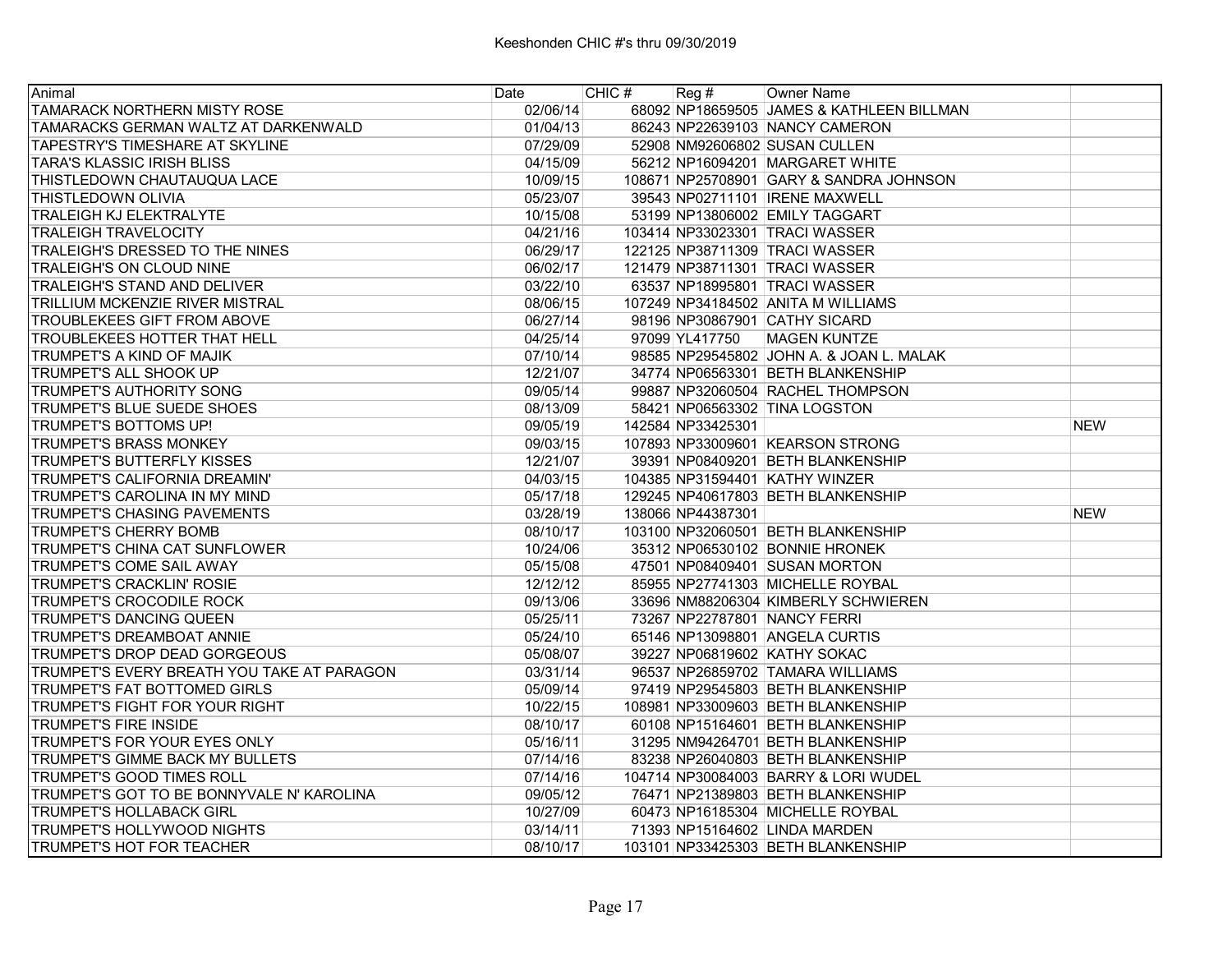Keeshonden CHIC #'s thru 09/30/2019

| Animal | Date | CHIC # | Reg # | Owner Name | |
|---|---|---|---|---|---|
| TAMARACK NORTHERN MISTY ROSE | 02/06/14 | 68092 | NP18659505 | JAMES & KATHLEEN BILLMAN | |
| TAMARACKS GERMAN WALTZ AT DARKENWALD | 01/04/13 | 86243 | NP22639103 | NANCY CAMERON | |
| TAPESTRY'S TIMESHARE AT SKYLINE | 07/29/09 | 52908 | NM92606802 | SUSAN CULLEN | |
| TARA'S KLASSIC IRISH BLISS | 04/15/09 | 56212 | NP16094201 | MARGARET WHITE | |
| THISTLEDOWN CHAUTAUQUA LACE | 10/09/15 | 108671 | NP25708901 | GARY & SANDRA JOHNSON | |
| THISTLEDOWN OLIVIA | 05/23/07 | 39543 | NP02711101 | IRENE MAXWELL | |
| TRALEIGH KJ ELEKTRALYTE | 10/15/08 | 53199 | NP13806002 | EMILY TAGGART | |
| TRALEIGH TRAVELOCITY | 04/21/16 | 103414 | NP33023301 | TRACI WASSER | |
| TRALEIGH'S DRESSED TO THE NINES | 06/29/17 | 122125 | NP38711309 | TRACI WASSER | |
| TRALEIGH'S ON CLOUD NINE | 06/02/17 | 121479 | NP38711301 | TRACI WASSER | |
| TRALEIGH'S STAND AND DELIVER | 03/22/10 | 63537 | NP18995801 | TRACI WASSER | |
| TRILLIUM MCKENZIE RIVER MISTRAL | 08/06/15 | 107249 | NP34184502 | ANITA M WILLIAMS | |
| TROUBLEKEES GIFT FROM ABOVE | 06/27/14 | 98196 | NP30867901 | CATHY SICARD | |
| TROUBLEKEES HOTTER THAT HELL | 04/25/14 | 97099 | YL417750 | MAGEN KUNTZE | |
| TRUMPET'S A KIND OF MAJIK | 07/10/14 | 98585 | NP29545802 | JOHN A. & JOAN L. MALAK | |
| TRUMPET'S ALL SHOOK UP | 12/21/07 | 34774 | NP06563301 | BETH BLANKENSHIP | |
| TRUMPET'S AUTHORITY SONG | 09/05/14 | 99887 | NP32060504 | RACHEL THOMPSON | |
| TRUMPET'S BLUE SUEDE SHOES | 08/13/09 | 58421 | NP06563302 | TINA LOGSTON | |
| TRUMPET'S BOTTOMS UP! | 09/05/19 | 142584 | NP33425301 | | NEW |
| TRUMPET'S BRASS MONKEY | 09/03/15 | 107893 | NP33009601 | KEARSON STRONG | |
| TRUMPET'S BUTTERFLY KISSES | 12/21/07 | 39391 | NP08409201 | BETH BLANKENSHIP | |
| TRUMPET'S CALIFORNIA DREAMIN' | 04/03/15 | 104385 | NP31594401 | KATHY WINZER | |
| TRUMPET'S CAROLINA IN MY MIND | 05/17/18 | 129245 | NP40617803 | BETH BLANKENSHIP | |
| TRUMPET'S CHASING PAVEMENTS | 03/28/19 | 138066 | NP44387301 | | NEW |
| TRUMPET'S CHERRY BOMB | 08/10/17 | 103100 | NP32060501 | BETH BLANKENSHIP | |
| TRUMPET'S CHINA CAT SUNFLOWER | 10/24/06 | 35312 | NP06530102 | BONNIE HRONEK | |
| TRUMPET'S COME SAIL AWAY | 05/15/08 | 47501 | NP08409401 | SUSAN MORTON | |
| TRUMPET'S CRACKLIN' ROSIE | 12/12/12 | 85955 | NP27741303 | MICHELLE ROYBAL | |
| TRUMPET'S CROCODILE ROCK | 09/13/06 | 33696 | NM88206304 | KIMBERLY SCHWIEREN | |
| TRUMPET'S DANCING QUEEN | 05/25/11 | 73267 | NP22787801 | NANCY FERRI | |
| TRUMPET'S DREAMBOAT ANNIE | 05/24/10 | 65146 | NP13098801 | ANGELA CURTIS | |
| TRUMPET'S DROP DEAD GORGEOUS | 05/08/07 | 39227 | NP06819602 | KATHY SOKAC | |
| TRUMPET'S EVERY BREATH YOU TAKE AT PARAGON | 03/31/14 | 96537 | NP26859702 | TAMARA WILLIAMS | |
| TRUMPET'S FAT BOTTOMED GIRLS | 05/09/14 | 97419 | NP29545803 | BETH BLANKENSHIP | |
| TRUMPET'S FIGHT FOR YOUR RIGHT | 10/22/15 | 108981 | NP33009603 | BETH BLANKENSHIP | |
| TRUMPET'S FIRE INSIDE | 08/10/17 | 60108 | NP15164601 | BETH BLANKENSHIP | |
| TRUMPET'S FOR YOUR EYES ONLY | 05/16/11 | 31295 | NM94264701 | BETH BLANKENSHIP | |
| TRUMPET'S GIMME BACK MY BULLETS | 07/14/16 | 83238 | NP26040803 | BETH BLANKENSHIP | |
| TRUMPET'S GOOD TIMES ROLL | 07/14/16 | 104714 | NP30084003 | BARRY & LORI WUDEL | |
| TRUMPET'S GOT TO BE BONNYVALE N' KAROLINA | 09/05/12 | 76471 | NP21389803 | BETH BLANKENSHIP | |
| TRUMPET'S HOLLABACK GIRL | 10/27/09 | 60473 | NP16185304 | MICHELLE ROYBAL | |
| TRUMPET'S HOLLYWOOD NIGHTS | 03/14/11 | 71393 | NP15164602 | LINDA MARDEN | |
| TRUMPET'S HOT FOR TEACHER | 08/10/17 | 103101 | NP33425303 | BETH BLANKENSHIP | |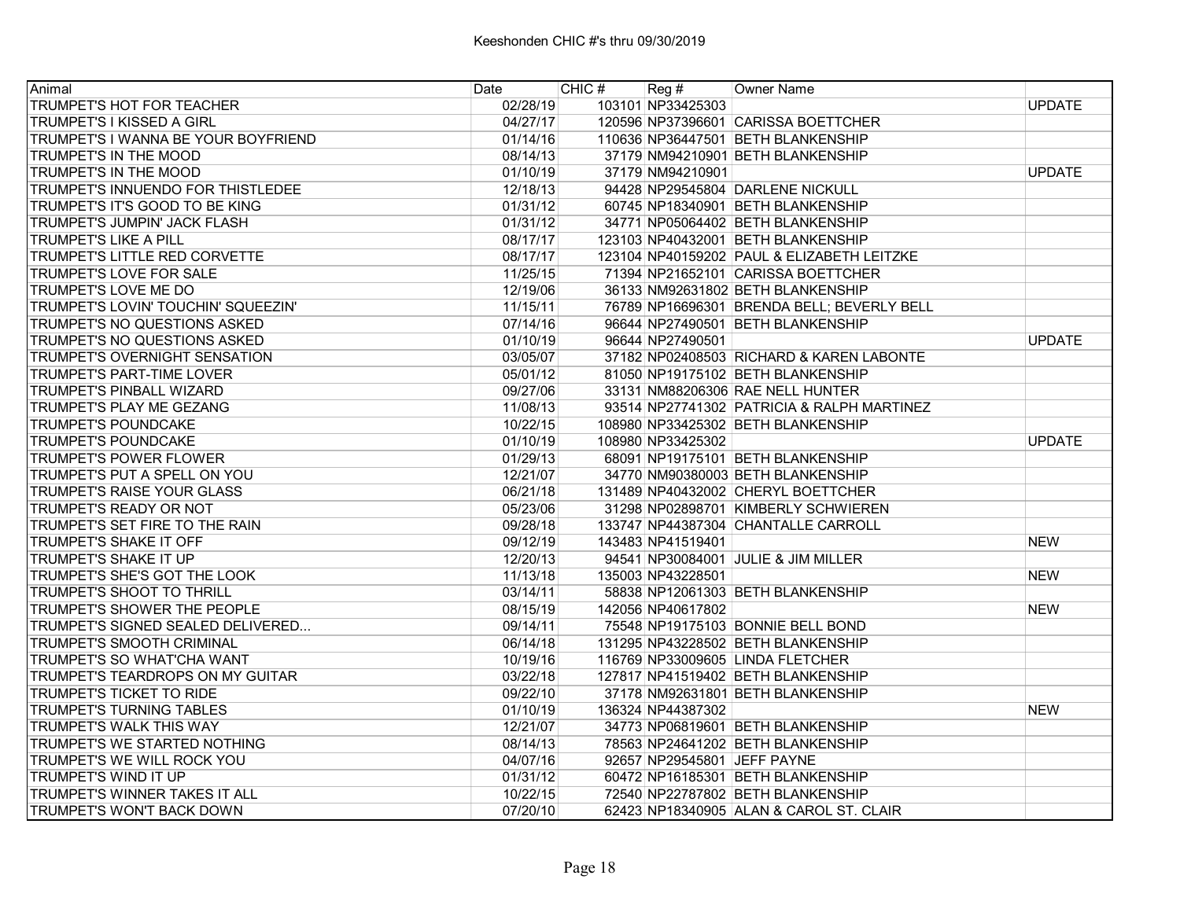Keeshonden CHIC #'s thru 09/30/2019

| Animal | Date | CHIC # | Reg # | Owner Name | |
|---|---|---|---|---|---|
| TRUMPET'S HOT FOR TEACHER | 02/28/19 | 103101 | NP33425303 | | UPDATE |
| TRUMPET'S I KISSED A GIRL | 04/27/17 | 120596 | NP37396601 | CARISSA BOETTCHER | |
| TRUMPET'S I WANNA BE YOUR BOYFRIEND | 01/14/16 | 110636 | NP36447501 | BETH BLANKENSHIP | |
| TRUMPET'S IN THE MOOD | 08/14/13 | 37179 | NM94210901 | BETH BLANKENSHIP | |
| TRUMPET'S IN THE MOOD | 01/10/19 | 37179 | NM94210901 | | UPDATE |
| TRUMPET'S INNUENDO FOR THISTLEDEE | 12/18/13 | 94428 | NP29545804 | DARLENE NICKULL | |
| TRUMPET'S IT'S GOOD TO BE KING | 01/31/12 | 60745 | NP18340901 | BETH BLANKENSHIP | |
| TRUMPET'S JUMPIN' JACK FLASH | 01/31/12 | 34771 | NP05064402 | BETH BLANKENSHIP | |
| TRUMPET'S LIKE A PILL | 08/17/17 | 123103 | NP40432001 | BETH BLANKENSHIP | |
| TRUMPET'S LITTLE RED CORVETTE | 08/17/17 | 123104 | NP40159202 | PAUL & ELIZABETH LEITZKE | |
| TRUMPET'S LOVE FOR SALE | 11/25/15 | 71394 | NP21652101 | CARISSA BOETTCHER | |
| TRUMPET'S LOVE ME DO | 12/19/06 | 36133 | NM92631802 | BETH BLANKENSHIP | |
| TRUMPET'S LOVIN' TOUCHIN' SQUEEZIN' | 11/15/11 | 76789 | NP16696301 | BRENDA BELL; BEVERLY BELL | |
| TRUMPET'S NO QUESTIONS ASKED | 07/14/16 | 96644 | NP27490501 | BETH BLANKENSHIP | |
| TRUMPET'S NO QUESTIONS ASKED | 01/10/19 | 96644 | NP27490501 | | UPDATE |
| TRUMPET'S OVERNIGHT SENSATION | 03/05/07 | 37182 | NP02408503 | RICHARD & KAREN LABONTE | |
| TRUMPET'S PART-TIME LOVER | 05/01/12 | 81050 | NP19175102 | BETH BLANKENSHIP | |
| TRUMPET'S PINBALL WIZARD | 09/27/06 | 33131 | NM88206306 | RAE NELL HUNTER | |
| TRUMPET'S PLAY ME GEZANG | 11/08/13 | 93514 | NP27741302 | PATRICIA & RALPH MARTINEZ | |
| TRUMPET'S POUNDCAKE | 10/22/15 | 108980 | NP33425302 | BETH BLANKENSHIP | |
| TRUMPET'S POUNDCAKE | 01/10/19 | 108980 | NP33425302 | | UPDATE |
| TRUMPET'S POWER FLOWER | 01/29/13 | 68091 | NP19175101 | BETH BLANKENSHIP | |
| TRUMPET'S PUT A SPELL ON YOU | 12/21/07 | 34770 | NM90380003 | BETH BLANKENSHIP | |
| TRUMPET'S RAISE YOUR GLASS | 06/21/18 | 131489 | NP40432002 | CHERYL BOETTCHER | |
| TRUMPET'S READY OR NOT | 05/23/06 | 31298 | NP02898701 | KIMBERLY SCHWIEREN | |
| TRUMPET'S SET FIRE TO THE RAIN | 09/28/18 | 133747 | NP44387304 | CHANTALLE CARROLL | |
| TRUMPET'S SHAKE IT OFF | 09/12/19 | 143483 | NP41519401 | | NEW |
| TRUMPET'S SHAKE IT UP | 12/20/13 | 94541 | NP30084001 | JULIE & JIM MILLER | |
| TRUMPET'S SHE'S GOT THE LOOK | 11/13/18 | 135003 | NP43228501 | | NEW |
| TRUMPET'S SHOOT TO THRILL | 03/14/11 | 58838 | NP12061303 | BETH BLANKENSHIP | |
| TRUMPET'S SHOWER THE PEOPLE | 08/15/19 | 142056 | NP40617802 | | NEW |
| TRUMPET'S SIGNED SEALED DELIVERED... | 09/14/11 | 75548 | NP19175103 | BONNIE BELL BOND | |
| TRUMPET'S SMOOTH CRIMINAL | 06/14/18 | 131295 | NP43228502 | BETH BLANKENSHIP | |
| TRUMPET'S SO WHAT'CHA WANT | 10/19/16 | 116769 | NP33009605 | LINDA FLETCHER | |
| TRUMPET'S TEARDROPS ON MY GUITAR | 03/22/18 | 127817 | NP41519402 | BETH BLANKENSHIP | |
| TRUMPET'S TICKET TO RIDE | 09/22/10 | 37178 | NM92631801 | BETH BLANKENSHIP | |
| TRUMPET'S TURNING TABLES | 01/10/19 | 136324 | NP44387302 | | NEW |
| TRUMPET'S WALK THIS WAY | 12/21/07 | 34773 | NP06819601 | BETH BLANKENSHIP | |
| TRUMPET'S WE STARTED NOTHING | 08/14/13 | 78563 | NP24641202 | BETH BLANKENSHIP | |
| TRUMPET'S WE WILL ROCK YOU | 04/07/16 | 92657 | NP29545801 | JEFF PAYNE | |
| TRUMPET'S WIND IT UP | 01/31/12 | 60472 | NP16185301 | BETH BLANKENSHIP | |
| TRUMPET'S WINNER TAKES IT ALL | 10/22/15 | 72540 | NP22787802 | BETH BLANKENSHIP | |
| TRUMPET'S WON'T BACK DOWN | 07/20/10 | 62423 | NP18340905 | ALAN & CAROL ST. CLAIR | |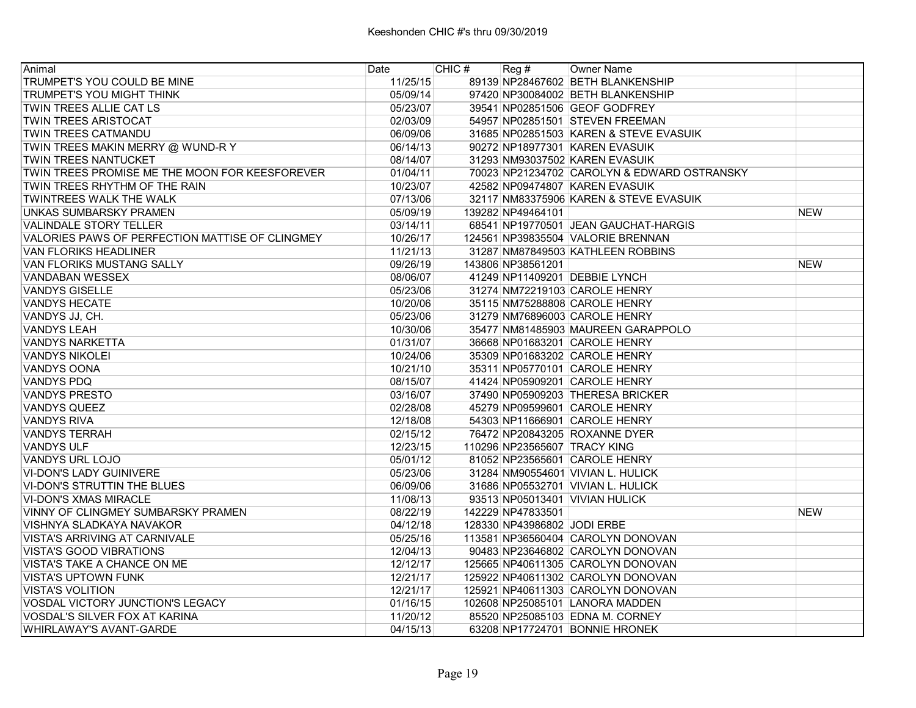| Animal | Date | CHIC # | Reg # | Owner Name | |
|---|---|---|---|---|---|
| TRUMPET'S YOU COULD BE MINE | 11/25/15 | 89139 | NP28467602 | BETH BLANKENSHIP | |
| TRUMPET'S YOU MIGHT THINK | 05/09/14 | 97420 | NP30084002 | BETH BLANKENSHIP | |
| TWIN TREES ALLIE CAT LS | 05/23/07 | 39541 | NP02851506 | GEOF GODFREY | |
| TWIN TREES ARISTOCAT | 02/03/09 | 54957 | NP02851501 | STEVEN FREEMAN | |
| TWIN TREES CATMANDU | 06/09/06 | 31685 | NP02851503 | KAREN & STEVE EVASUIK | |
| TWIN TREES MAKIN MERRY @ WUND-R Y | 06/14/13 | 90272 | NP18977301 | KAREN EVASUIK | |
| TWIN TREES NANTUCKET | 08/14/07 | 31293 | NM93037502 | KAREN EVASUIK | |
| TWIN TREES PROMISE ME THE MOON FOR KEESFOREVER | 01/04/11 | 70023 | NP21234702 | CAROLYN & EDWARD OSTRANSKY | |
| TWIN TREES RHYTHM OF THE RAIN | 10/23/07 | 42582 | NP09474807 | KAREN EVASUIK | |
| TWINTREES WALK THE WALK | 07/13/06 | 32117 | NM83375906 | KAREN & STEVE EVASUIK | |
| UNKAS SUMBARSKY PRAMEN | 05/09/19 | 139282 | NP49464101 | | NEW |
| VALINDALE STORY TELLER | 03/14/11 | 68541 | NP19770501 | JEAN GAUCHAT-HARGIS | |
| VALORIES PAWS OF PERFECTION MATTISE OF CLINGMEY | 10/26/17 | 124561 | NP39835504 | VALORIE BRENNAN | |
| VAN FLORIKS HEADLINER | 11/21/13 | 31287 | NM87849503 | KATHLEEN ROBBINS | |
| VAN FLORIKS MUSTANG SALLY | 09/26/19 | 143806 | NP38561201 | | NEW |
| VANDABAN WESSEX | 08/06/07 | 41249 | NP11409201 | DEBBIE LYNCH | |
| VANDYS GISELLE | 05/23/06 | 31274 | NM72219103 | CAROLE HENRY | |
| VANDYS HECATE | 10/20/06 | 35115 | NM75288808 | CAROLE HENRY | |
| VANDYS JJ, CH. | 05/23/06 | 31279 | NM76896003 | CAROLE HENRY | |
| VANDYS LEAH | 10/30/06 | 35477 | NM81485903 | MAUREEN GARAPPOLO | |
| VANDYS NARKETTA | 01/31/07 | 36668 | NP01683201 | CAROLE HENRY | |
| VANDYS NIKOLEI | 10/24/06 | 35309 | NP01683202 | CAROLE HENRY | |
| VANDYS OONA | 10/21/10 | 35311 | NP05770101 | CAROLE HENRY | |
| VANDYS PDQ | 08/15/07 | 41424 | NP05909201 | CAROLE HENRY | |
| VANDYS PRESTO | 03/16/07 | 37490 | NP05909203 | THERESA BRICKER | |
| VANDYS QUEEZ | 02/28/08 | 45279 | NP09599601 | CAROLE HENRY | |
| VANDYS RIVA | 12/18/08 | 54303 | NP11666901 | CAROLE HENRY | |
| VANDYS TERRAH | 02/15/12 | 76472 | NP20843205 | ROXANNE DYER | |
| VANDYS ULF | 12/23/15 | 110296 | NP23565607 | TRACY KING | |
| VANDYS URL LOJO | 05/01/12 | 81052 | NP23565601 | CAROLE HENRY | |
| VI-DON'S LADY GUINIVERE | 05/23/06 | 31284 | NM90554601 | VIVIAN L. HULICK | |
| VI-DON'S STRUTTIN THE BLUES | 06/09/06 | 31686 | NP05532701 | VIVIAN L. HULICK | |
| VI-DON'S XMAS MIRACLE | 11/08/13 | 93513 | NP05013401 | VIVIAN HULICK | |
| VINNY OF CLINGMEY SUMBARSKY PRAMEN | 08/22/19 | 142229 | NP47833501 | | NEW |
| VISHNYA SLADKAYA NAVAKOR | 04/12/18 | 128330 | NP43986802 | JODI ERBE | |
| VISTA'S ARRIVING AT CARNIVALE | 05/25/16 | 113581 | NP36560404 | CAROLYN DONOVAN | |
| VISTA'S GOOD VIBRATIONS | 12/04/13 | 90483 | NP23646802 | CAROLYN DONOVAN | |
| VISTA'S TAKE A CHANCE ON ME | 12/12/17 | 125665 | NP40611305 | CAROLYN DONOVAN | |
| VISTA'S UPTOWN FUNK | 12/21/17 | 125922 | NP40611302 | CAROLYN DONOVAN | |
| VISTA'S VOLITION | 12/21/17 | 125921 | NP40611303 | CAROLYN DONOVAN | |
| VOSDAL VICTORY JUNCTION'S LEGACY | 01/16/15 | 102608 | NP25085101 | LANORA MADDEN | |
| VOSDAL'S SILVER FOX AT KARINA | 11/20/12 | 85520 | NP25085103 | EDNA M. CORNEY | |
| WHIRLAWAY'S AVANT-GARDE | 04/15/13 | 63208 | NP17724701 | BONNIE HRONEK | |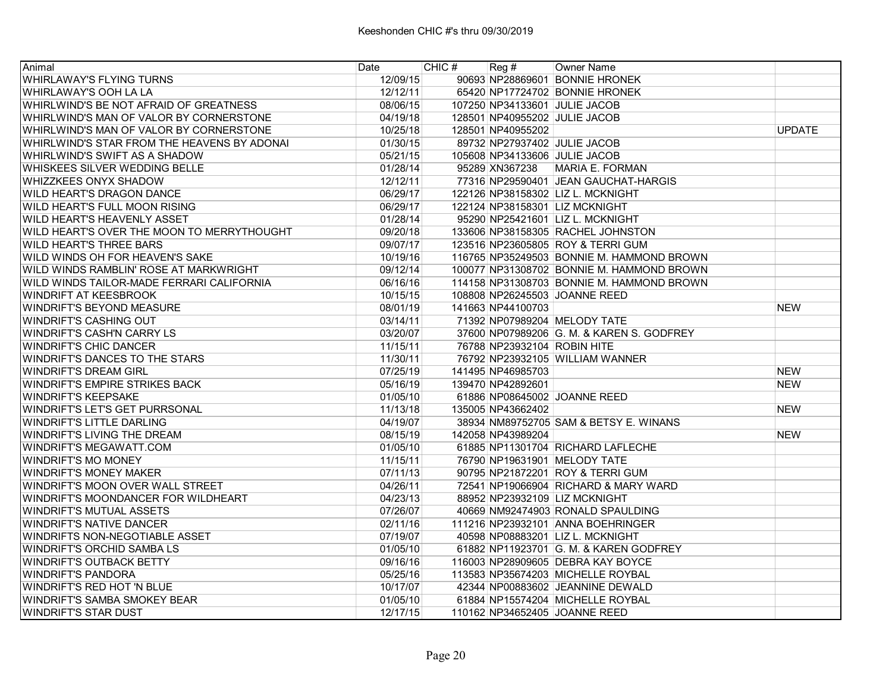Keeshonden CHIC #'s thru 09/30/2019

| Animal | Date | CHIC # | Reg # | Owner Name | |
|---|---|---|---|---|---|
| WHIRLAWAY'S FLYING TURNS | 12/09/15 | 90693 | NP28869601 | BONNIE HRONEK | |
| WHIRLAWAY'S OOH LA LA | 12/12/11 | 65420 | NP17724702 | BONNIE HRONEK | |
| WHIRLWIND'S BE NOT AFRAID OF GREATNESS | 08/06/15 | 107250 | NP34133601 | JULIE JACOB | |
| WHIRLWIND'S MAN OF VALOR BY CORNERSTONE | 04/19/18 | 128501 | NP40955202 | JULIE JACOB | |
| WHIRLWIND'S MAN OF VALOR BY CORNERSTONE | 10/25/18 | 128501 | NP40955202 | | UPDATE |
| WHIRLWIND'S STAR FROM THE HEAVENS BY ADONAI | 01/30/15 | 89732 | NP27937402 | JULIE JACOB | |
| WHIRLWIND'S SWIFT AS A SHADOW | 05/21/15 | 105608 | NP34133606 | JULIE JACOB | |
| WHISKEES SILVER WEDDING BELLE | 01/28/14 | 95289 | XN367238 | MARIA E. FORMAN | |
| WHIZZKEES ONYX SHADOW | 12/12/11 | 77316 | NP29590401 | JEAN GAUCHAT-HARGIS | |
| WILD HEART'S DRAGON DANCE | 06/29/17 | 122126 | NP38158302 | LIZ L. MCKNIGHT | |
| WILD HEART'S FULL MOON RISING | 06/29/17 | 122124 | NP38158301 | LIZ MCKNIGHT | |
| WILD HEART'S HEAVENLY ASSET | 01/28/14 | 95290 | NP25421601 | LIZ L. MCKNIGHT | |
| WILD HEART'S OVER THE MOON TO MERRYTHOUGHT | 09/20/18 | 133606 | NP38158305 | RACHEL JOHNSTON | |
| WILD HEART'S THREE BARS | 09/07/17 | 123516 | NP23605805 | ROY & TERRI GUM | |
| WILD WINDS OH FOR HEAVEN'S SAKE | 10/19/16 | 116765 | NP35249503 | BONNIE M. HAMMOND BROWN | |
| WILD WINDS RAMBLIN' ROSE AT MARKWRIGHT | 09/12/14 | 100077 | NP31308702 | BONNIE M. HAMMOND BROWN | |
| WILD WINDS TAILOR-MADE FERRARI CALIFORNIA | 06/16/16 | 114158 | NP31308703 | BONNIE M. HAMMOND BROWN | |
| WINDRIFT AT KEESBROOK | 10/15/15 | 108808 | NP26245503 | JOANNE REED | |
| WINDRIFT'S BEYOND MEASURE | 08/01/19 | 141663 | NP44100703 | | NEW |
| WINDRIFT'S CASHING OUT | 03/14/11 | 71392 | NP07989204 | MELODY TATE | |
| WINDRIFT'S CASH'N CARRY LS | 03/20/07 | 37600 | NP07989206 | G. M. & KAREN S. GODFREY | |
| WINDRIFT'S CHIC DANCER | 11/15/11 | 76788 | NP23932104 | ROBIN HITE | |
| WINDRIFT'S DANCES TO THE STARS | 11/30/11 | 76792 | NP23932105 | WILLIAM WANNER | |
| WINDRIFT'S DREAM GIRL | 07/25/19 | 141495 | NP46985703 | | NEW |
| WINDRIFT'S EMPIRE STRIKES BACK | 05/16/19 | 139470 | NP42892601 | | NEW |
| WINDRIFT'S KEEPSAKE | 01/05/10 | 61886 | NP08645002 | JOANNE REED | |
| WINDRIFT'S LET'S GET PURRSONAL | 11/13/18 | 135005 | NP43662402 | | NEW |
| WINDRIFT'S LITTLE DARLING | 04/19/07 | 38934 | NM89752705 | SAM & BETSY E. WINANS | |
| WINDRIFT'S LIVING THE DREAM | 08/15/19 | 142058 | NP43989204 | | NEW |
| WINDRIFT'S MEGAWATT.COM | 01/05/10 | 61885 | NP11301704 | RICHARD LAFLECHE | |
| WINDRIFT'S MO MONEY | 11/15/11 | 76790 | NP19631901 | MELODY TATE | |
| WINDRIFT'S MONEY MAKER | 07/11/13 | 90795 | NP21872201 | ROY & TERRI GUM | |
| WINDRIFT'S MOON OVER WALL STREET | 04/26/11 | 72541 | NP19066904 | RICHARD & MARY WARD | |
| WINDRIFT'S MOONDANCER FOR WILDHEART | 04/23/13 | 88952 | NP23932109 | LIZ MCKNIGHT | |
| WINDRIFT'S MUTUAL ASSETS | 07/26/07 | 40669 | NM92474903 | RONALD SPAULDING | |
| WINDRIFT'S NATIVE DANCER | 02/11/16 | 111216 | NP23932101 | ANNA BOEHRINGER | |
| WINDRIFTS NON-NEGOTIABLE ASSET | 07/19/07 | 40598 | NP08883201 | LIZ L. MCKNIGHT | |
| WINDRIFT'S ORCHID SAMBA LS | 01/05/10 | 61882 | NP11923701 | G. M. & KAREN GODFREY | |
| WINDRIFT'S OUTBACK BETTY | 09/16/16 | 116003 | NP28909605 | DEBRA KAY BOYCE | |
| WINDRIFT'S PANDORA | 05/25/16 | 113583 | NP35674203 | MICHELLE ROYBAL | |
| WINDRIFT'S RED HOT 'N BLUE | 10/17/07 | 42344 | NP00883602 | JEANNINE DEWALD | |
| WINDRIFT'S SAMBA SMOKEY BEAR | 01/05/10 | 61884 | NP15574204 | MICHELLE ROYBAL | |
| WINDRIFT'S STAR DUST | 12/17/15 | 110162 | NP34652405 | JOANNE REED | |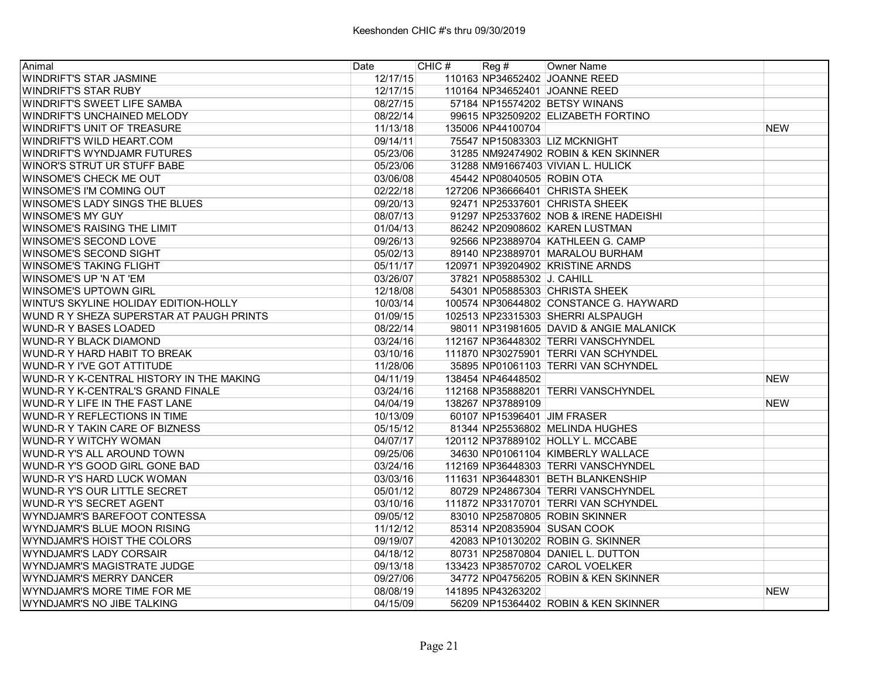Keeshonden CHIC #'s thru 09/30/2019

| Animal | Date | CHIC # | Reg # | Owner Name | |
|---|---|---|---|---|---|
| WINDRIFT'S STAR JASMINE | 12/17/15 | 110163 | NP34652402 | JOANNE REED | |
| WINDRIFT'S STAR RUBY | 12/17/15 | 110164 | NP34652401 | JOANNE REED | |
| WINDRIFT'S SWEET LIFE SAMBA | 08/27/15 | 57184 | NP15574202 | BETSY WINANS | |
| WINDRIFT'S UNCHAINED MELODY | 08/22/14 | 99615 | NP32509202 | ELIZABETH FORTINO | |
| WINDRIFT'S UNIT OF TREASURE | 11/13/18 | 135006 | NP44100704 | | NEW |
| WINDRIFT'S WILD HEART.COM | 09/14/11 | 75547 | NP15083303 | LIZ MCKNIGHT | |
| WINDRIFT'S WYNDJAMR FUTURES | 05/23/06 | 31285 | NM92474902 | ROBIN & KEN SKINNER | |
| WINOR'S STRUT UR STUFF BABE | 05/23/06 | 31288 | NM91667403 | VIVIAN L. HULICK | |
| WINSOME'S CHECK ME OUT | 03/06/08 | 45442 | NP08040505 | ROBIN OTA | |
| WINSOME'S I'M COMING OUT | 02/22/18 | 127206 | NP36666401 | CHRISTA SHEEK | |
| WINSOME'S LADY SINGS THE BLUES | 09/20/13 | 92471 | NP25337601 | CHRISTA SHEEK | |
| WINSOME'S MY GUY | 08/07/13 | 91297 | NP25337602 | NOB & IRENE HADEISHI | |
| WINSOME'S RAISING THE LIMIT | 01/04/13 | 86242 | NP20908602 | KAREN LUSTMAN | |
| WINSOME'S SECOND LOVE | 09/26/13 | 92566 | NP23889704 | KATHLEEN G. CAMP | |
| WINSOME'S SECOND SIGHT | 05/02/13 | 89140 | NP23889701 | MARALOU BURHAM | |
| WINSOME'S TAKING FLIGHT | 05/11/17 | 120971 | NP39204902 | KRISTINE ARNDS | |
| WINSOME'S UP 'N AT 'EM | 03/26/07 | 37821 | NP05885302 | J. CAHILL | |
| WINSOME'S UPTOWN GIRL | 12/18/08 | 54301 | NP05885303 | CHRISTA SHEEK | |
| WINTU'S SKYLINE HOLIDAY EDITION-HOLLY | 10/03/14 | 100574 | NP30644802 | CONSTANCE G. HAYWARD | |
| WUND R Y SHEZA SUPERSTAR AT PAUGH PRINTS | 01/09/15 | 102513 | NP23315303 | SHERRI ALSPAUGH | |
| WUND-R Y BASES LOADED | 08/22/14 | 98011 | NP31981605 | DAVID & ANGIE MALANICK | |
| WUND-R Y BLACK DIAMOND | 03/24/16 | 112167 | NP36448302 | TERRI VANSCHYNDEL | |
| WUND-R Y HARD HABIT TO BREAK | 03/10/16 | 111870 | NP30275901 | TERRI VAN SCHYNDEL | |
| WUND-R Y I'VE GOT ATTITUDE | 11/28/06 | 35895 | NP01061103 | TERRI VAN SCHYNDEL | |
| WUND-R Y K-CENTRAL HISTORY IN THE MAKING | 04/11/19 | 138454 | NP46448502 | | NEW |
| WUND-R Y K-CENTRAL'S GRAND FINALE | 03/24/16 | 112168 | NP35888201 | TERRI VANSCHYNDEL | |
| WUND-R Y LIFE IN THE FAST LANE | 04/04/19 | 138267 | NP37889109 | | NEW |
| WUND-R Y REFLECTIONS IN TIME | 10/13/09 | 60107 | NP15396401 | JIM FRASER | |
| WUND-R Y TAKIN CARE OF BIZNESS | 05/15/12 | 81344 | NP25536802 | MELINDA HUGHES | |
| WUND-R Y WITCHY WOMAN | 04/07/17 | 120112 | NP37889102 | HOLLY L. MCCABE | |
| WUND-R Y'S ALL AROUND TOWN | 09/25/06 | 34630 | NP01061104 | KIMBERLY WALLACE | |
| WUND-R Y'S GOOD GIRL GONE BAD | 03/24/16 | 112169 | NP36448303 | TERRI VANSCHYNDEL | |
| WUND-R Y'S HARD LUCK WOMAN | 03/03/16 | 111631 | NP36448301 | BETH BLANKENSHIP | |
| WUND-R Y'S OUR LITTLE SECRET | 05/01/12 | 80729 | NP24867304 | TERRI VANSCHYNDEL | |
| WUND-R Y'S SECRET AGENT | 03/10/16 | 111872 | NP33170701 | TERRI VAN SCHYNDEL | |
| WYNDJAMR'S BAREFOOT CONTESSA | 09/05/12 | 83010 | NP25870805 | ROBIN SKINNER | |
| WYNDJAMR'S BLUE MOON RISING | 11/12/12 | 85314 | NP20835904 | SUSAN COOK | |
| WYNDJAMR'S HOIST THE COLORS | 09/19/07 | 42083 | NP10130202 | ROBIN G. SKINNER | |
| WYNDJAMR'S LADY CORSAIR | 04/18/12 | 80731 | NP25870804 | DANIEL L. DUTTON | |
| WYNDJAMR'S MAGISTRATE JUDGE | 09/13/18 | 133423 | NP38570702 | CAROL VOELKER | |
| WYNDJAMR'S MERRY DANCER | 09/27/06 | 34772 | NP04756205 | ROBIN & KEN SKINNER | |
| WYNDJAMR'S MORE TIME FOR ME | 08/08/19 | 141895 | NP43263202 | | NEW |
| WYNDJAMR'S NO JIBE TALKING | 04/15/09 | 56209 | NP15364402 | ROBIN & KEN SKINNER | |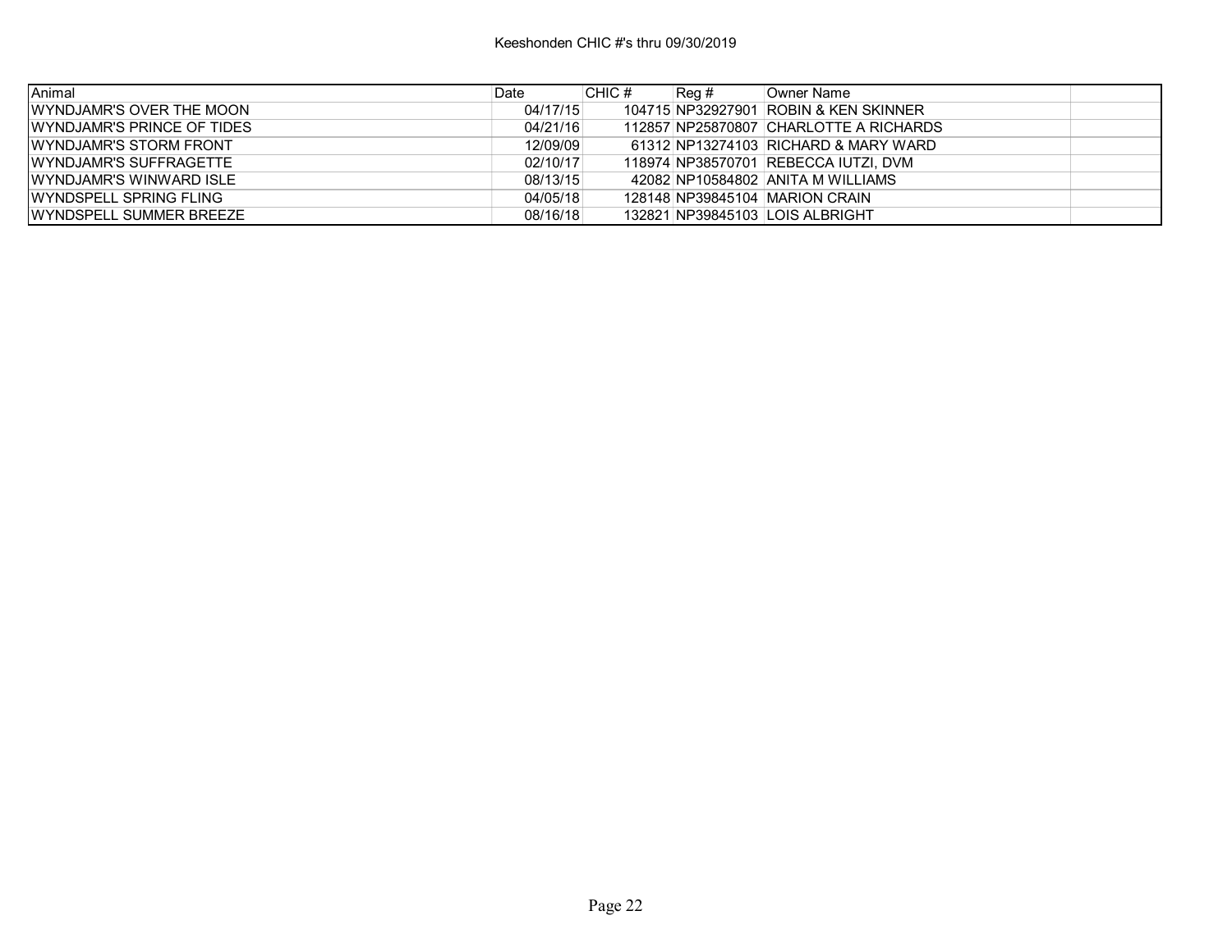Keeshonden CHIC #'s thru 09/30/2019

| Animal | Date | CHIC # | Reg # | Owner Name | |
|---|---|---|---|---|---|
| WYNDJAMR'S OVER THE MOON | 04/17/15 | 104715 | NP32927901 | ROBIN & KEN SKINNER | |
| WYNDJAMR'S PRINCE OF TIDES | 04/21/16 | 112857 | NP25870807 | CHARLOTTE A RICHARDS | |
| WYNDJAMR'S STORM FRONT | 12/09/09 | 61312 | NP13274103 | RICHARD & MARY WARD | |
| WYNDJAMR'S SUFFRAGETTE | 02/10/17 | 118974 | NP38570701 | REBECCA IUTZI, DVM | |
| WYNDJAMR'S WINWARD ISLE | 08/13/15 | 42082 | NP10584802 | ANITA M WILLIAMS | |
| WYNDSPELL SPRING FLING | 04/05/18 | 128148 | NP39845104 | MARION CRAIN | |
| WYNDSPELL SUMMER BREEZE | 08/16/18 | 132821 | NP39845103 | LOIS ALBRIGHT | |